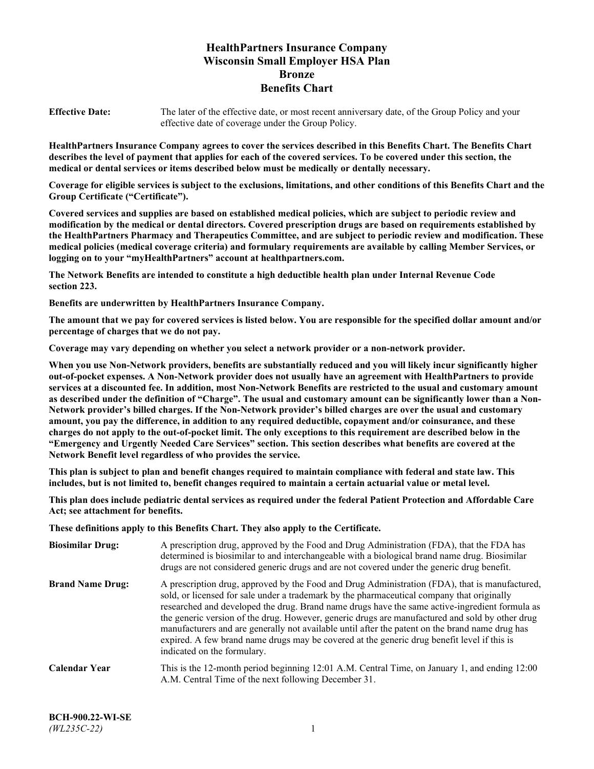# HealthPartners Insurance Company
# Wisconsin Small Employer HSA Plan
# Bronze
# Benefits Chart

**Effective Date:** The later of the effective date, or most recent anniversary date, of the Group Policy and your effective date of coverage under the Group Policy.

**HealthPartners Insurance Company agrees to cover the services described in this Benefits Chart. The Benefits Chart describes the level of payment that applies for each of the covered services. To be covered under this section, the medical or dental services or items described below must be medically or dentally necessary.**

**Coverage for eligible services is subject to the exclusions, limitations, and other conditions of this Benefits Chart and the Group Certificate ("Certificate").**

**Covered services and supplies are based on established medical policies, which are subject to periodic review and modification by the medical or dental directors. Covered prescription drugs are based on requirements established by the HealthPartners Pharmacy and Therapeutics Committee, and are subject to periodic review and modification. These medical policies (medical coverage criteria) and formulary requirements are available by calling Member Services, or logging on to your "myHealthPartners" account at healthpartners.com.**

**The Network Benefits are intended to constitute a high deductible health plan under Internal Revenue Code section 223.**

**Benefits are underwritten by HealthPartners Insurance Company.**

**The amount that we pay for covered services is listed below. You are responsible for the specified dollar amount and/or percentage of charges that we do not pay.**

**Coverage may vary depending on whether you select a network provider or a non-network provider.**

**When you use Non-Network providers, benefits are substantially reduced and you will likely incur significantly higher out-of-pocket expenses. A Non-Network provider does not usually have an agreement with HealthPartners to provide services at a discounted fee. In addition, most Non-Network Benefits are restricted to the usual and customary amount as described under the definition of "Charge". The usual and customary amount can be significantly lower than a Non-Network provider's billed charges. If the Non-Network provider's billed charges are over the usual and customary amount, you pay the difference, in addition to any required deductible, copayment and/or coinsurance, and these charges do not apply to the out-of-pocket limit. The only exceptions to this requirement are described below in the "Emergency and Urgently Needed Care Services" section. This section describes what benefits are covered at the Network Benefit level regardless of who provides the service.**

**This plan is subject to plan and benefit changes required to maintain compliance with federal and state law. This includes, but is not limited to, benefit changes required to maintain a certain actuarial value or metal level.**

**This plan does include pediatric dental services as required under the federal Patient Protection and Affordable Care Act; see attachment for benefits.**

**These definitions apply to this Benefits Chart. They also apply to the Certificate.**

**Biosimilar Drug:** A prescription drug, approved by the Food and Drug Administration (FDA), that the FDA has determined is biosimilar to and interchangeable with a biological brand name drug. Biosimilar drugs are not considered generic drugs and are not covered under the generic drug benefit.

**Brand Name Drug:** A prescription drug, approved by the Food and Drug Administration (FDA), that is manufactured, sold, or licensed for sale under a trademark by the pharmaceutical company that originally researched and developed the drug. Brand name drugs have the same active-ingredient formula as the generic version of the drug. However, generic drugs are manufactured and sold by other drug manufacturers and are generally not available until after the patent on the brand name drug has expired. A few brand name drugs may be covered at the generic drug benefit level if this is indicated on the formulary.

**Calendar Year** This is the 12-month period beginning 12:01 A.M. Central Time, on January 1, and ending 12:00 A.M. Central Time of the next following December 31.

**BCH-900.22-WI-SE**
*(WL235C-22)*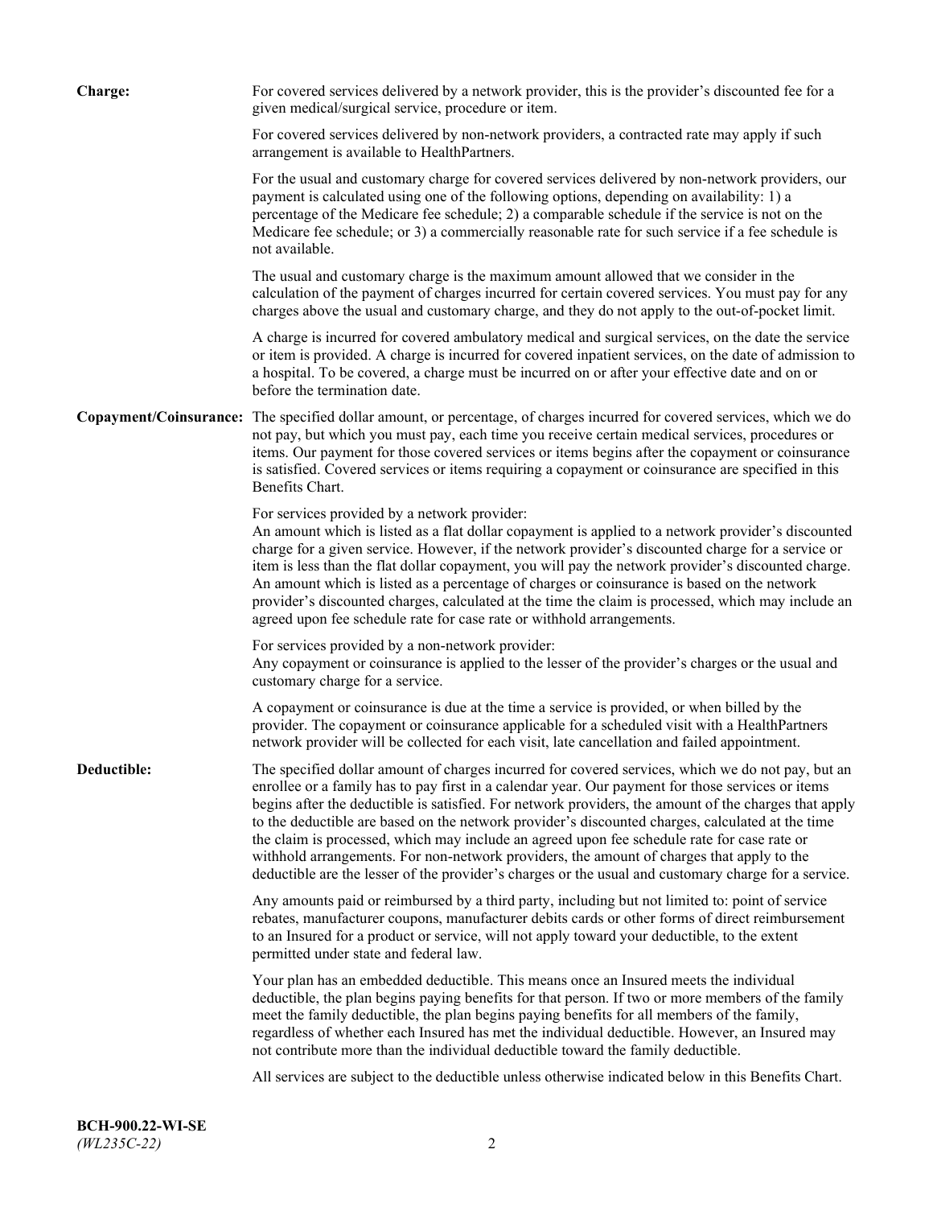**Charge:** For covered services delivered by a network provider, this is the provider's discounted fee for a given medical/surgical service, procedure or item.

For covered services delivered by non-network providers, a contracted rate may apply if such arrangement is available to HealthPartners.

For the usual and customary charge for covered services delivered by non-network providers, our payment is calculated using one of the following options, depending on availability: 1) a percentage of the Medicare fee schedule; 2) a comparable schedule if the service is not on the Medicare fee schedule; or 3) a commercially reasonable rate for such service if a fee schedule is not available.

The usual and customary charge is the maximum amount allowed that we consider in the calculation of the payment of charges incurred for certain covered services. You must pay for any charges above the usual and customary charge, and they do not apply to the out-of-pocket limit.

A charge is incurred for covered ambulatory medical and surgical services, on the date the service or item is provided. A charge is incurred for covered inpatient services, on the date of admission to a hospital. To be covered, a charge must be incurred on or after your effective date and on or before the termination date.

**Copayment/Coinsurance:** The specified dollar amount, or percentage, of charges incurred for covered services, which we do not pay, but which you must pay, each time you receive certain medical services, procedures or items. Our payment for those covered services or items begins after the copayment or coinsurance is satisfied. Covered services or items requiring a copayment or coinsurance are specified in this Benefits Chart.

For services provided by a network provider:
An amount which is listed as a flat dollar copayment is applied to a network provider's discounted charge for a given service. However, if the network provider's discounted charge for a service or item is less than the flat dollar copayment, you will pay the network provider's discounted charge. An amount which is listed as a percentage of charges or coinsurance is based on the network provider's discounted charges, calculated at the time the claim is processed, which may include an agreed upon fee schedule rate for case rate or withhold arrangements.

For services provided by a non-network provider:
Any copayment or coinsurance is applied to the lesser of the provider's charges or the usual and customary charge for a service.

A copayment or coinsurance is due at the time a service is provided, or when billed by the provider. The copayment or coinsurance applicable for a scheduled visit with a HealthPartners network provider will be collected for each visit, late cancellation and failed appointment.

**Deductible:** The specified dollar amount of charges incurred for covered services, which we do not pay, but an enrollee or a family has to pay first in a calendar year. Our payment for those services or items begins after the deductible is satisfied. For network providers, the amount of the charges that apply to the deductible are based on the network provider's discounted charges, calculated at the time the claim is processed, which may include an agreed upon fee schedule rate for case rate or withhold arrangements. For non-network providers, the amount of charges that apply to the deductible are the lesser of the provider's charges or the usual and customary charge for a service.

Any amounts paid or reimbursed by a third party, including but not limited to: point of service rebates, manufacturer coupons, manufacturer debits cards or other forms of direct reimbursement to an Insured for a product or service, will not apply toward your deductible, to the extent permitted under state and federal law.

Your plan has an embedded deductible. This means once an Insured meets the individual deductible, the plan begins paying benefits for that person. If two or more members of the family meet the family deductible, the plan begins paying benefits for all members of the family, regardless of whether each Insured has met the individual deductible. However, an Insured may not contribute more than the individual deductible toward the family deductible.

All services are subject to the deductible unless otherwise indicated below in this Benefits Chart.

**BCH-900.22-WI-SE**
*(WL235C-22)*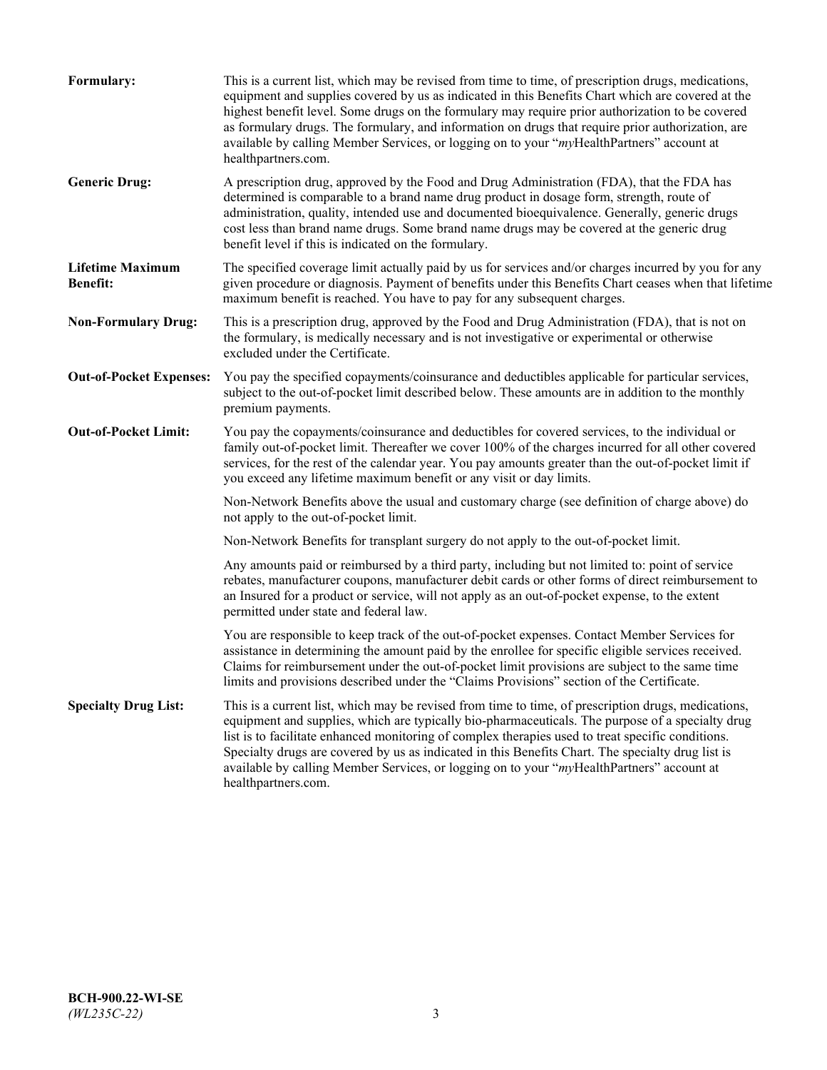**Formulary:** This is a current list, which may be revised from time to time, of prescription drugs, medications, equipment and supplies covered by us as indicated in this Benefits Chart which are covered at the highest benefit level. Some drugs on the formulary may require prior authorization to be covered as formulary drugs. The formulary, and information on drugs that require prior authorization, are available by calling Member Services, or logging on to your "*my*HealthPartners" account at healthpartners.com.

**Generic Drug:** A prescription drug, approved by the Food and Drug Administration (FDA), that the FDA has determined is comparable to a brand name drug product in dosage form, strength, route of administration, quality, intended use and documented bioequivalence. Generally, generic drugs cost less than brand name drugs. Some brand name drugs may be covered at the generic drug benefit level if this is indicated on the formulary.

**Lifetime Maximum Benefit:** The specified coverage limit actually paid by us for services and/or charges incurred by you for any given procedure or diagnosis. Payment of benefits under this Benefits Chart ceases when that lifetime maximum benefit is reached. You have to pay for any subsequent charges.

**Non-Formulary Drug:** This is a prescription drug, approved by the Food and Drug Administration (FDA), that is not on the formulary, is medically necessary and is not investigative or experimental or otherwise excluded under the Certificate.

**Out-of-Pocket Expenses:** You pay the specified copayments/coinsurance and deductibles applicable for particular services, subject to the out-of-pocket limit described below. These amounts are in addition to the monthly premium payments.

**Out-of-Pocket Limit:** You pay the copayments/coinsurance and deductibles for covered services, to the individual or family out-of-pocket limit. Thereafter we cover 100% of the charges incurred for all other covered services, for the rest of the calendar year. You pay amounts greater than the out-of-pocket limit if you exceed any lifetime maximum benefit or any visit or day limits.

Non-Network Benefits above the usual and customary charge (see definition of charge above) do not apply to the out-of-pocket limit.

Non-Network Benefits for transplant surgery do not apply to the out-of-pocket limit.

Any amounts paid or reimbursed by a third party, including but not limited to: point of service rebates, manufacturer coupons, manufacturer debit cards or other forms of direct reimbursement to an Insured for a product or service, will not apply as an out-of-pocket expense, to the extent permitted under state and federal law.

You are responsible to keep track of the out-of-pocket expenses. Contact Member Services for assistance in determining the amount paid by the enrollee for specific eligible services received. Claims for reimbursement under the out-of-pocket limit provisions are subject to the same time limits and provisions described under the "Claims Provisions" section of the Certificate.

**Specialty Drug List:** This is a current list, which may be revised from time to time, of prescription drugs, medications, equipment and supplies, which are typically bio-pharmaceuticals. The purpose of a specialty drug list is to facilitate enhanced monitoring of complex therapies used to treat specific conditions. Specialty drugs are covered by us as indicated in this Benefits Chart. The specialty drug list is available by calling Member Services, or logging on to your "*my*HealthPartners" account at healthpartners.com.

**BCH-900.22-WI-SE**
*(WL235C-22)*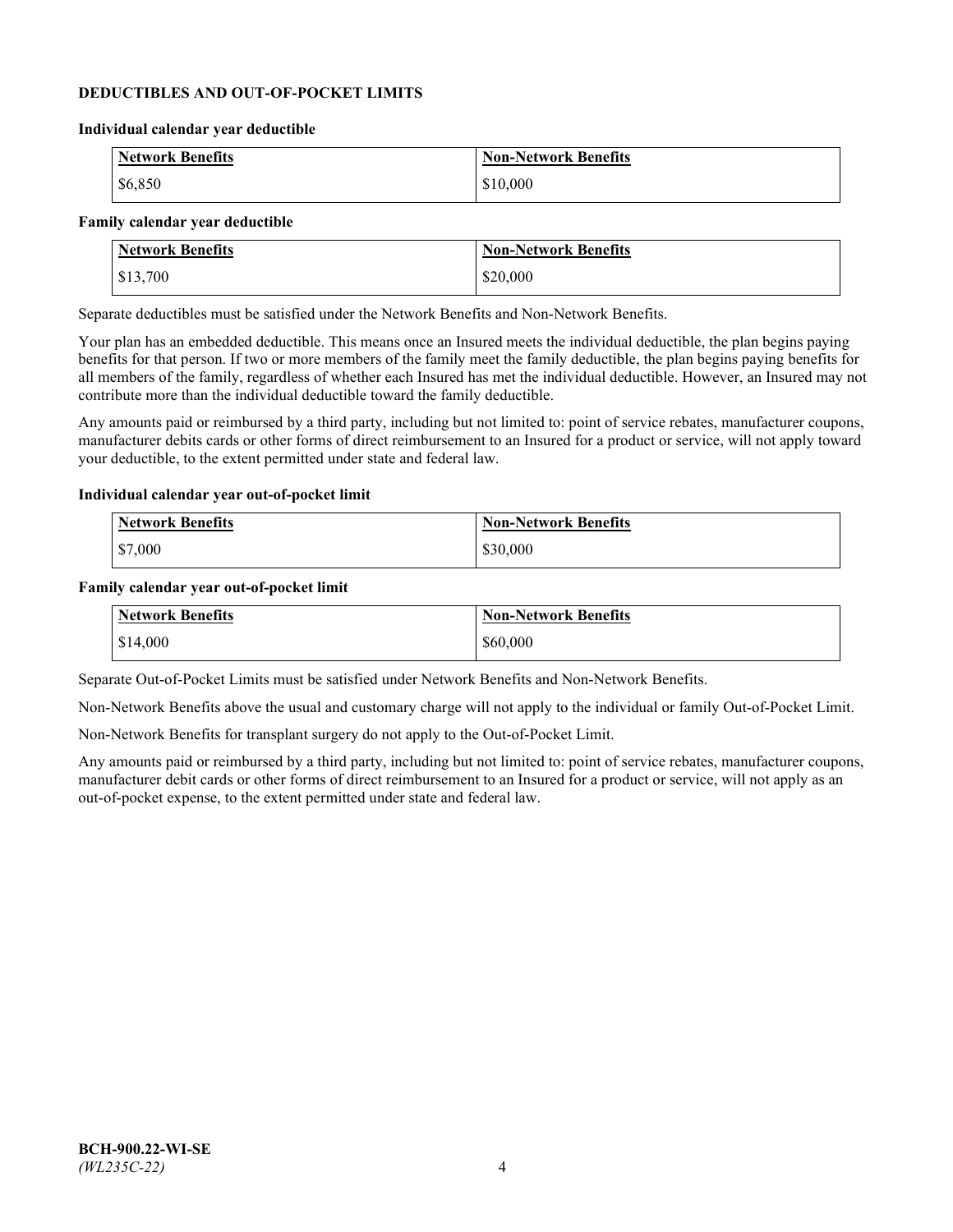## DEDUCTIBLES AND OUT-OF-POCKET LIMITS

### Individual calendar year deductible

| Network Benefits | Non-Network Benefits |
|---|---|
| $6,850 | $10,000 |

### Family calendar year deductible

| Network Benefits | Non-Network Benefits |
|---|---|
| $13,700 | $20,000 |

Separate deductibles must be satisfied under the Network Benefits and Non-Network Benefits.

Your plan has an embedded deductible. This means once an Insured meets the individual deductible, the plan begins paying benefits for that person. If two or more members of the family meet the family deductible, the plan begins paying benefits for all members of the family, regardless of whether each Insured has met the individual deductible. However, an Insured may not contribute more than the individual deductible toward the family deductible.

Any amounts paid or reimbursed by a third party, including but not limited to: point of service rebates, manufacturer coupons, manufacturer debits cards or other forms of direct reimbursement to an Insured for a product or service, will not apply toward your deductible, to the extent permitted under state and federal law.

### Individual calendar year out-of-pocket limit

| Network Benefits | Non-Network Benefits |
|---|---|
| $7,000 | $30,000 |

### Family calendar year out-of-pocket limit

| Network Benefits | Non-Network Benefits |
|---|---|
| $14,000 | $60,000 |

Separate Out-of-Pocket Limits must be satisfied under Network Benefits and Non-Network Benefits.

Non-Network Benefits above the usual and customary charge will not apply to the individual or family Out-of-Pocket Limit.

Non-Network Benefits for transplant surgery do not apply to the Out-of-Pocket Limit.

Any amounts paid or reimbursed by a third party, including but not limited to: point of service rebates, manufacturer coupons, manufacturer debit cards or other forms of direct reimbursement to an Insured for a product or service, will not apply as an out-of-pocket expense, to the extent permitted under state and federal law.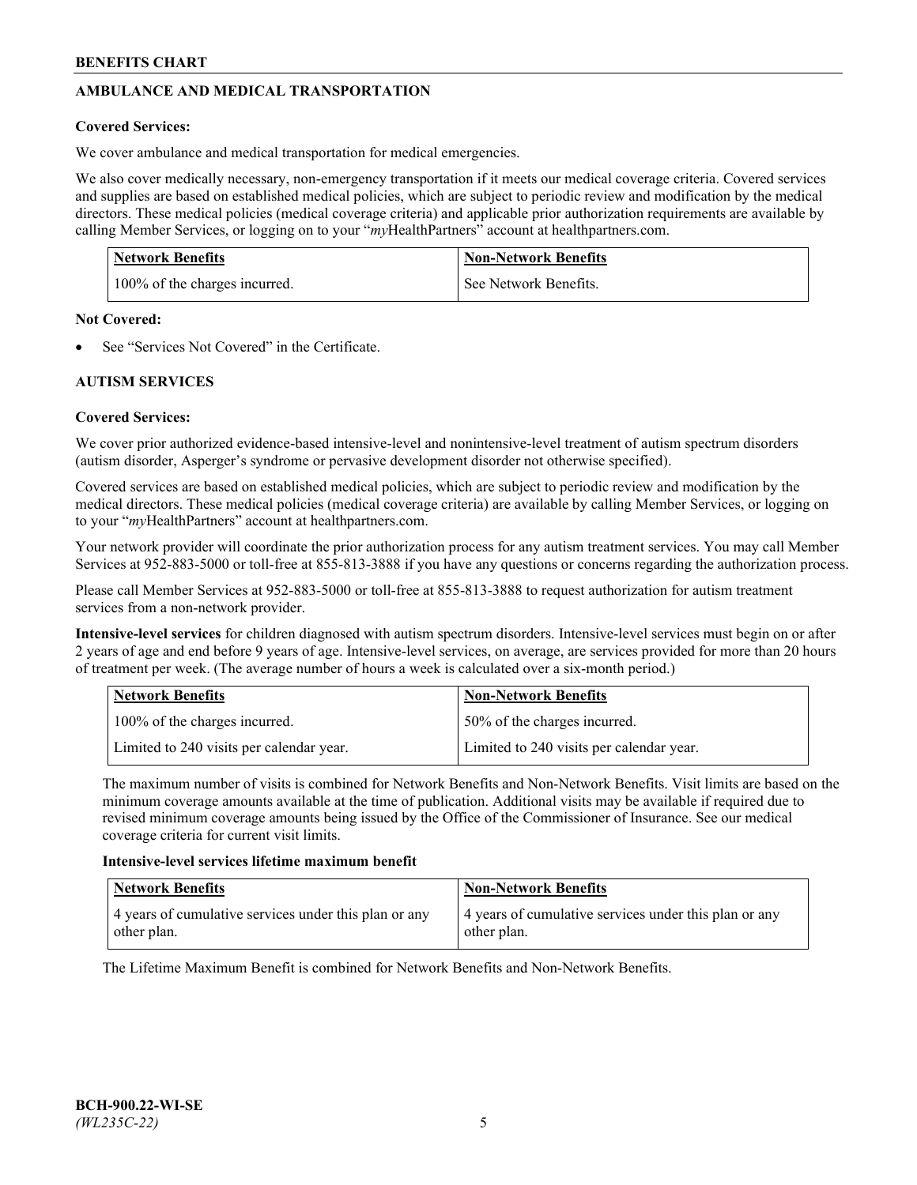## AMBULANCE AND MEDICAL TRANSPORTATION

**Covered Services:**

We cover ambulance and medical transportation for medical emergencies.

We also cover medically necessary, non-emergency transportation if it meets our medical coverage criteria. Covered services and supplies are based on established medical policies, which are subject to periodic review and modification by the medical directors. These medical policies (medical coverage criteria) and applicable prior authorization requirements are available by calling Member Services, or logging on to your "*my*HealthPartners" account at healthpartners.com.

| Network Benefits | Non-Network Benefits |
|---|---|
| 100% of the charges incurred. | See Network Benefits. |

**Not Covered:**

- See "Services Not Covered" in the Certificate.

## AUTISM SERVICES

**Covered Services:**

We cover prior authorized evidence-based intensive-level and nonintensive-level treatment of autism spectrum disorders (autism disorder, Asperger's syndrome or pervasive development disorder not otherwise specified).

Covered services are based on established medical policies, which are subject to periodic review and modification by the medical directors. These medical policies (medical coverage criteria) are available by calling Member Services, or logging on to your "*my*HealthPartners" account at healthpartners.com.

Your network provider will coordinate the prior authorization process for any autism treatment services. You may call Member Services at 952-883-5000 or toll-free at 855-813-3888 if you have any questions or concerns regarding the authorization process.

Please call Member Services at 952-883-5000 or toll-free at 855-813-3888 to request authorization for autism treatment services from a non-network provider.

**Intensive-level services** for children diagnosed with autism spectrum disorders. Intensive-level services must begin on or after 2 years of age and end before 9 years of age. Intensive-level services, on average, are services provided for more than 20 hours of treatment per week. (The average number of hours a week is calculated over a six-month period.)

| Network Benefits | Non-Network Benefits |
|---|---|
| 100% of the charges incurred. | 50% of the charges incurred. |
| Limited to 240 visits per calendar year. | Limited to 240 visits per calendar year. |

The maximum number of visits is combined for Network Benefits and Non-Network Benefits. Visit limits are based on the minimum coverage amounts available at the time of publication. Additional visits may be available if required due to revised minimum coverage amounts being issued by the Office of the Commissioner of Insurance. See our medical coverage criteria for current visit limits.

**Intensive-level services lifetime maximum benefit**

| Network Benefits | Non-Network Benefits |
|---|---|
| 4 years of cumulative services under this plan or any other plan. | 4 years of cumulative services under this plan or any other plan. |

The Lifetime Maximum Benefit is combined for Network Benefits and Non-Network Benefits.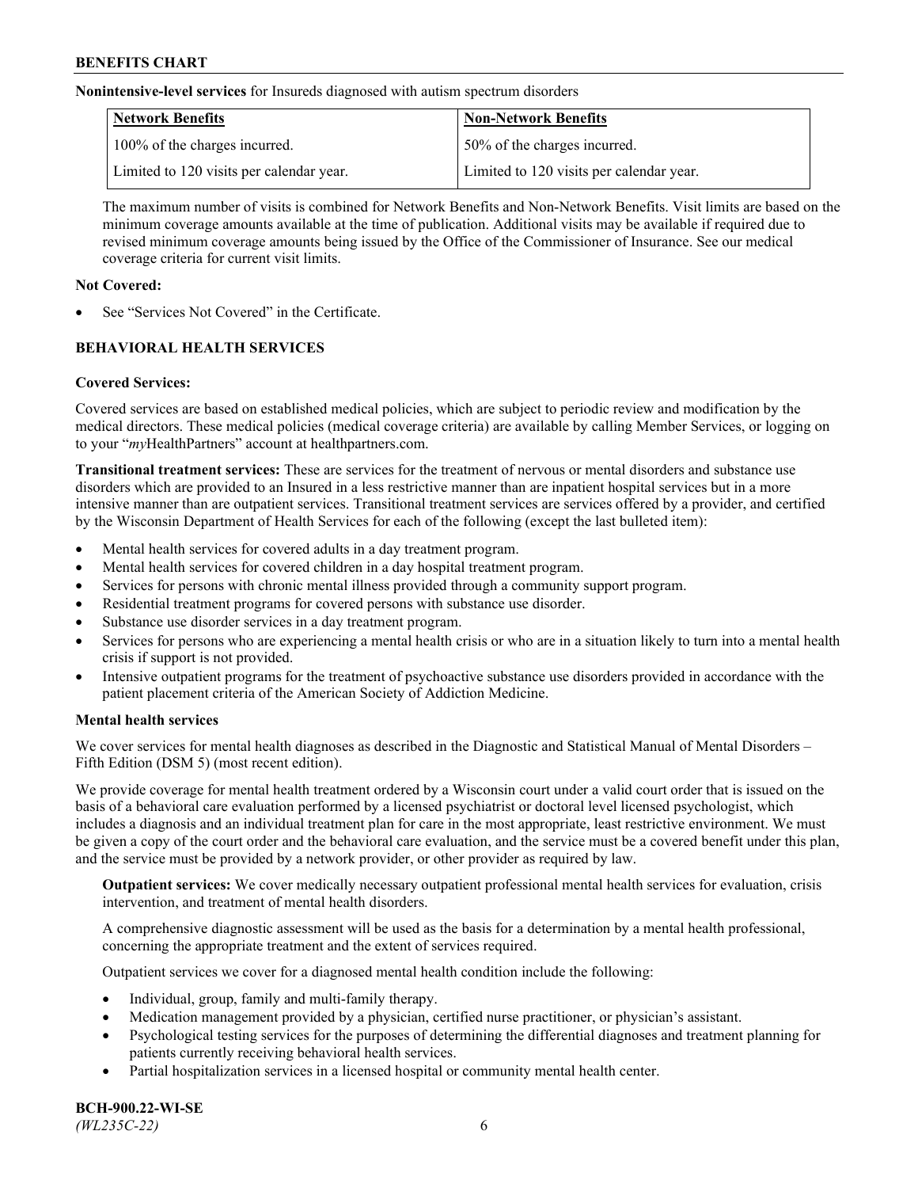**Nonintensive-level services** for Insureds diagnosed with autism spectrum disorders

| Network Benefits | Non-Network Benefits |
|---|---|
| 100% of the charges incurred. | 50% of the charges incurred. |
| Limited to 120 visits per calendar year. | Limited to 120 visits per calendar year. |

The maximum number of visits is combined for Network Benefits and Non-Network Benefits. Visit limits are based on the minimum coverage amounts available at the time of publication. Additional visits may be available if required due to revised minimum coverage amounts being issued by the Office of the Commissioner of Insurance. See our medical coverage criteria for current visit limits.

**Not Covered:**

- See "Services Not Covered" in the Certificate.

## BEHAVIORAL HEALTH SERVICES

**Covered Services:**

Covered services are based on established medical policies, which are subject to periodic review and modification by the medical directors. These medical policies (medical coverage criteria) are available by calling Member Services, or logging on to your "*my*HealthPartners" account at healthpartners.com.

**Transitional treatment services:** These are services for the treatment of nervous or mental disorders and substance use disorders which are provided to an Insured in a less restrictive manner than are inpatient hospital services but in a more intensive manner than are outpatient services. Transitional treatment services are services offered by a provider, and certified by the Wisconsin Department of Health Services for each of the following (except the last bulleted item):

- Mental health services for covered adults in a day treatment program.
- Mental health services for covered children in a day hospital treatment program.
- Services for persons with chronic mental illness provided through a community support program.
- Residential treatment programs for covered persons with substance use disorder.
- Substance use disorder services in a day treatment program.
- Services for persons who are experiencing a mental health crisis or who are in a situation likely to turn into a mental health crisis if support is not provided.
- Intensive outpatient programs for the treatment of psychoactive substance use disorders provided in accordance with the patient placement criteria of the American Society of Addiction Medicine.

**Mental health services**

We cover services for mental health diagnoses as described in the Diagnostic and Statistical Manual of Mental Disorders – Fifth Edition (DSM 5) (most recent edition).

We provide coverage for mental health treatment ordered by a Wisconsin court under a valid court order that is issued on the basis of a behavioral care evaluation performed by a licensed psychiatrist or doctoral level licensed psychologist, which includes a diagnosis and an individual treatment plan for care in the most appropriate, least restrictive environment. We must be given a copy of the court order and the behavioral care evaluation, and the service must be a covered benefit under this plan, and the service must be provided by a network provider, or other provider as required by law.

**Outpatient services:** We cover medically necessary outpatient professional mental health services for evaluation, crisis intervention, and treatment of mental health disorders.

A comprehensive diagnostic assessment will be used as the basis for a determination by a mental health professional, concerning the appropriate treatment and the extent of services required.

Outpatient services we cover for a diagnosed mental health condition include the following:

- Individual, group, family and multi-family therapy.
- Medication management provided by a physician, certified nurse practitioner, or physician's assistant.
- Psychological testing services for the purposes of determining the differential diagnoses and treatment planning for patients currently receiving behavioral health services.
- Partial hospitalization services in a licensed hospital or community mental health center.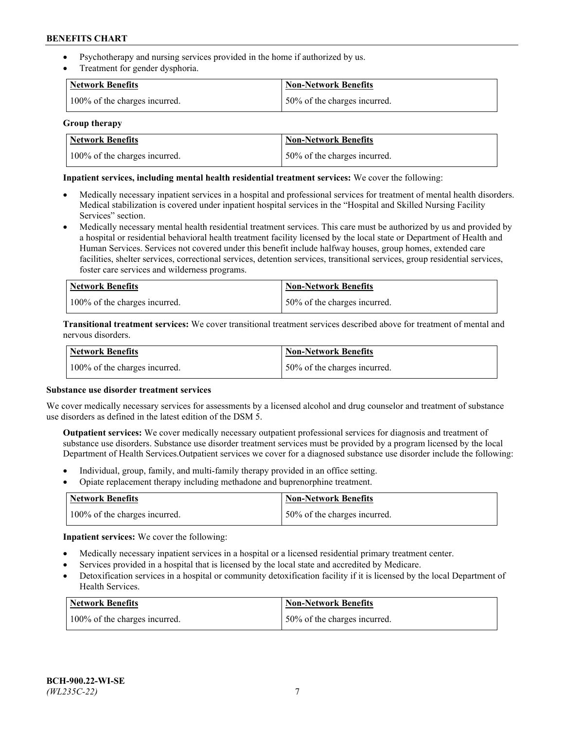- Psychotherapy and nursing services provided in the home if authorized by us.
- Treatment for gender dysphoria.

| Network Benefits | Non-Network Benefits |
| --- | --- |
| 100% of the charges incurred. | 50% of the charges incurred. |

**Group therapy**

| Network Benefits | Non-Network Benefits |
| --- | --- |
| 100% of the charges incurred. | 50% of the charges incurred. |

**Inpatient services, including mental health residential treatment services:** We cover the following:

- Medically necessary inpatient services in a hospital and professional services for treatment of mental health disorders. Medical stabilization is covered under inpatient hospital services in the "Hospital and Skilled Nursing Facility Services" section.
- Medically necessary mental health residential treatment services. This care must be authorized by us and provided by a hospital or residential behavioral health treatment facility licensed by the local state or Department of Health and Human Services. Services not covered under this benefit include halfway houses, group homes, extended care facilities, shelter services, correctional services, detention services, transitional services, group residential services, foster care services and wilderness programs.

| Network Benefits | Non-Network Benefits |
| --- | --- |
| 100% of the charges incurred. | 50% of the charges incurred. |

**Transitional treatment services:** We cover transitional treatment services described above for treatment of mental and nervous disorders.

| Network Benefits | Non-Network Benefits |
| --- | --- |
| 100% of the charges incurred. | 50% of the charges incurred. |

**Substance use disorder treatment services**

We cover medically necessary services for assessments by a licensed alcohol and drug counselor and treatment of substance use disorders as defined in the latest edition of the DSM 5.

**Outpatient services:** We cover medically necessary outpatient professional services for diagnosis and treatment of substance use disorders. Substance use disorder treatment services must be provided by a program licensed by the local Department of Health Services.Outpatient services we cover for a diagnosed substance use disorder include the following:

- Individual, group, family, and multi-family therapy provided in an office setting.
- Opiate replacement therapy including methadone and buprenorphine treatment.

| Network Benefits | Non-Network Benefits |
| --- | --- |
| 100% of the charges incurred. | 50% of the charges incurred. |

**Inpatient services:** We cover the following:

- Medically necessary inpatient services in a hospital or a licensed residential primary treatment center.
- Services provided in a hospital that is licensed by the local state and accredited by Medicare.
- Detoxification services in a hospital or community detoxification facility if it is licensed by the local Department of Health Services.

| Network Benefits | Non-Network Benefits |
| --- | --- |
| 100% of the charges incurred. | 50% of the charges incurred. |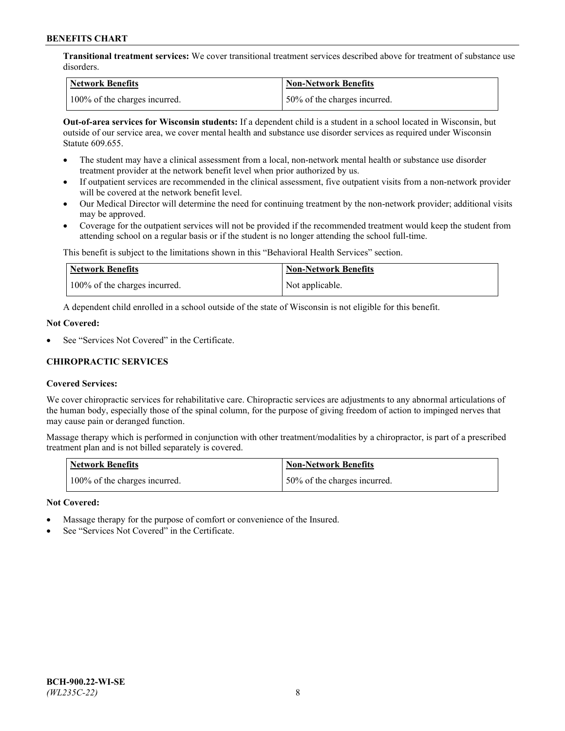**Transitional treatment services:** We cover transitional treatment services described above for treatment of substance use disorders.

| Network Benefits | Non-Network Benefits |
| --- | --- |
| 100% of the charges incurred. | 50% of the charges incurred. |

**Out-of-area services for Wisconsin students:** If a dependent child is a student in a school located in Wisconsin, but outside of our service area, we cover mental health and substance use disorder services as required under Wisconsin Statute 609.655.

- The student may have a clinical assessment from a local, non-network mental health or substance use disorder treatment provider at the network benefit level when prior authorized by us.
- If outpatient services are recommended in the clinical assessment, five outpatient visits from a non-network provider will be covered at the network benefit level.
- Our Medical Director will determine the need for continuing treatment by the non-network provider; additional visits may be approved.
- Coverage for the outpatient services will not be provided if the recommended treatment would keep the student from attending school on a regular basis or if the student is no longer attending the school full-time.

This benefit is subject to the limitations shown in this "Behavioral Health Services" section.

| Network Benefits | Non-Network Benefits |
| --- | --- |
| 100% of the charges incurred. | Not applicable. |

A dependent child enrolled in a school outside of the state of Wisconsin is not eligible for this benefit.

**Not Covered:**

- See "Services Not Covered" in the Certificate.

## CHIROPRACTIC SERVICES

**Covered Services:**

We cover chiropractic services for rehabilitative care. Chiropractic services are adjustments to any abnormal articulations of the human body, especially those of the spinal column, for the purpose of giving freedom of action to impinged nerves that may cause pain or deranged function.

Massage therapy which is performed in conjunction with other treatment/modalities by a chiropractor, is part of a prescribed treatment plan and is not billed separately is covered.

| Network Benefits | Non-Network Benefits |
| --- | --- |
| 100% of the charges incurred. | 50% of the charges incurred. |

**Not Covered:**

- Massage therapy for the purpose of comfort or convenience of the Insured.
- See "Services Not Covered" in the Certificate.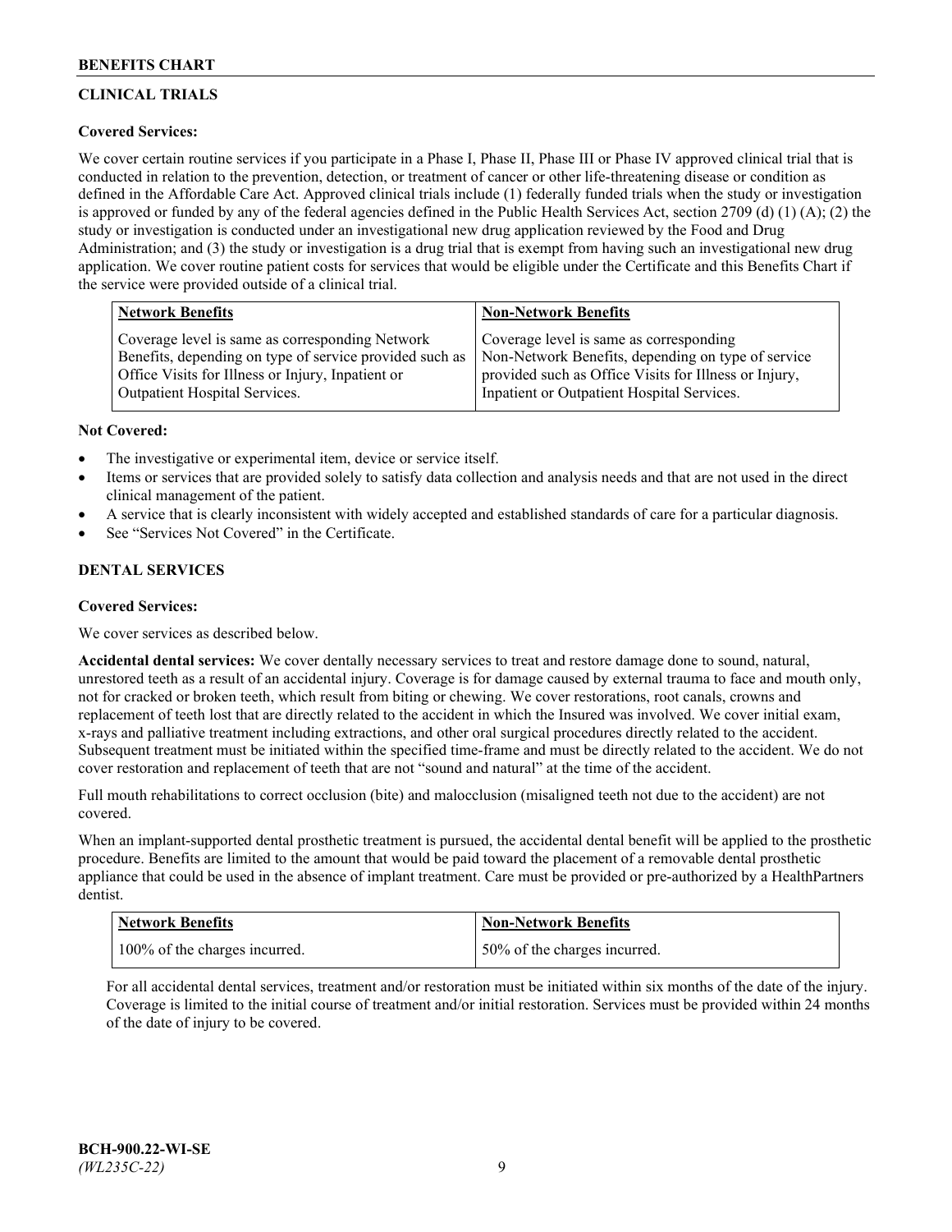## CLINICAL TRIALS

**Covered Services:**

We cover certain routine services if you participate in a Phase I, Phase II, Phase III or Phase IV approved clinical trial that is conducted in relation to the prevention, detection, or treatment of cancer or other life-threatening disease or condition as defined in the Affordable Care Act. Approved clinical trials include (1) federally funded trials when the study or investigation is approved or funded by any of the federal agencies defined in the Public Health Services Act, section 2709 (d) (1) (A); (2) the study or investigation is conducted under an investigational new drug application reviewed by the Food and Drug Administration; and (3) the study or investigation is a drug trial that is exempt from having such an investigational new drug application. We cover routine patient costs for services that would be eligible under the Certificate and this Benefits Chart if the service were provided outside of a clinical trial.

| Network Benefits | Non-Network Benefits |
|---|---|
| Coverage level is same as corresponding Network Benefits, depending on type of service provided such as Office Visits for Illness or Injury, Inpatient or Outpatient Hospital Services. | Coverage level is same as corresponding Non-Network Benefits, depending on type of service provided such as Office Visits for Illness or Injury, Inpatient or Outpatient Hospital Services. |

**Not Covered:**

- The investigative or experimental item, device or service itself.
- Items or services that are provided solely to satisfy data collection and analysis needs and that are not used in the direct clinical management of the patient.
- A service that is clearly inconsistent with widely accepted and established standards of care for a particular diagnosis.
- See "Services Not Covered" in the Certificate.

## DENTAL SERVICES

**Covered Services:**

We cover services as described below.

**Accidental dental services:** We cover dentally necessary services to treat and restore damage done to sound, natural, unrestored teeth as a result of an accidental injury. Coverage is for damage caused by external trauma to face and mouth only, not for cracked or broken teeth, which result from biting or chewing. We cover restorations, root canals, crowns and replacement of teeth lost that are directly related to the accident in which the Insured was involved. We cover initial exam, x-rays and palliative treatment including extractions, and other oral surgical procedures directly related to the accident. Subsequent treatment must be initiated within the specified time-frame and must be directly related to the accident. We do not cover restoration and replacement of teeth that are not "sound and natural" at the time of the accident.

Full mouth rehabilitations to correct occlusion (bite) and malocclusion (misaligned teeth not due to the accident) are not covered.

When an implant-supported dental prosthetic treatment is pursued, the accidental dental benefit will be applied to the prosthetic procedure. Benefits are limited to the amount that would be paid toward the placement of a removable dental prosthetic appliance that could be used in the absence of implant treatment. Care must be provided or pre-authorized by a HealthPartners dentist.

| Network Benefits | Non-Network Benefits |
|---|---|
| 100% of the charges incurred. | 50% of the charges incurred. |

For all accidental dental services, treatment and/or restoration must be initiated within six months of the date of the injury. Coverage is limited to the initial course of treatment and/or initial restoration. Services must be provided within 24 months of the date of injury to be covered.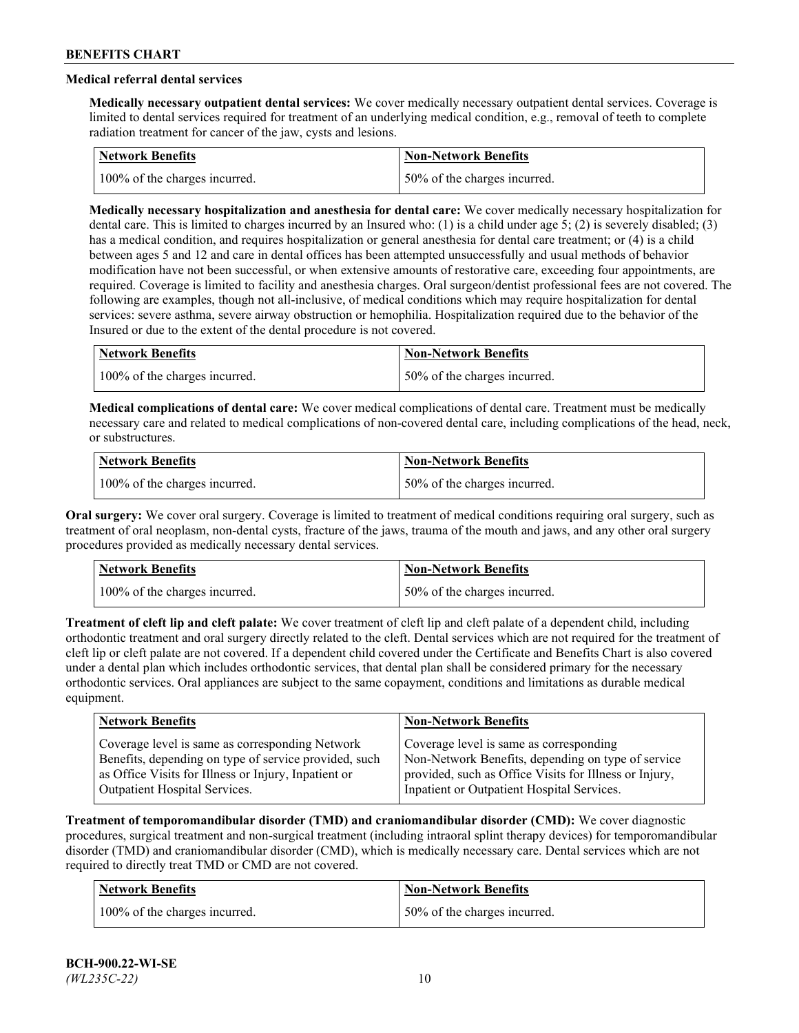### Medical referral dental services

**Medically necessary outpatient dental services:** We cover medically necessary outpatient dental services. Coverage is limited to dental services required for treatment of an underlying medical condition, e.g., removal of teeth to complete radiation treatment for cancer of the jaw, cysts and lesions.

| Network Benefits | Non-Network Benefits |
|---|---|
| 100% of the charges incurred. | 50% of the charges incurred. |

**Medically necessary hospitalization and anesthesia for dental care:** We cover medically necessary hospitalization for dental care. This is limited to charges incurred by an Insured who: (1) is a child under age 5; (2) is severely disabled; (3) has a medical condition, and requires hospitalization or general anesthesia for dental care treatment; or (4) is a child between ages 5 and 12 and care in dental offices has been attempted unsuccessfully and usual methods of behavior modification have not been successful, or when extensive amounts of restorative care, exceeding four appointments, are required. Coverage is limited to facility and anesthesia charges. Oral surgeon/dentist professional fees are not covered. The following are examples, though not all-inclusive, of medical conditions which may require hospitalization for dental services: severe asthma, severe airway obstruction or hemophilia. Hospitalization required due to the behavior of the Insured or due to the extent of the dental procedure is not covered.

| Network Benefits | Non-Network Benefits |
|---|---|
| 100% of the charges incurred. | 50% of the charges incurred. |

**Medical complications of dental care:** We cover medical complications of dental care. Treatment must be medically necessary care and related to medical complications of non-covered dental care, including complications of the head, neck, or substructures.

| Network Benefits | Non-Network Benefits |
|---|---|
| 100% of the charges incurred. | 50% of the charges incurred. |

**Oral surgery:** We cover oral surgery. Coverage is limited to treatment of medical conditions requiring oral surgery, such as treatment of oral neoplasm, non-dental cysts, fracture of the jaws, trauma of the mouth and jaws, and any other oral surgery procedures provided as medically necessary dental services.

| Network Benefits | Non-Network Benefits |
|---|---|
| 100% of the charges incurred. | 50% of the charges incurred. |

**Treatment of cleft lip and cleft palate:** We cover treatment of cleft lip and cleft palate of a dependent child, including orthodontic treatment and oral surgery directly related to the cleft. Dental services which are not required for the treatment of cleft lip or cleft palate are not covered. If a dependent child covered under the Certificate and Benefits Chart is also covered under a dental plan which includes orthodontic services, that dental plan shall be considered primary for the necessary orthodontic services. Oral appliances are subject to the same copayment, conditions and limitations as durable medical equipment.

| Network Benefits | Non-Network Benefits |
|---|---|
| Coverage level is same as corresponding Network Benefits, depending on type of service provided, such as Office Visits for Illness or Injury, Inpatient or Outpatient Hospital Services. | Coverage level is same as corresponding Non-Network Benefits, depending on type of service provided, such as Office Visits for Illness or Injury, Inpatient or Outpatient Hospital Services. |

**Treatment of temporomandibular disorder (TMD) and craniomandibular disorder (CMD):** We cover diagnostic procedures, surgical treatment and non-surgical treatment (including intraoral splint therapy devices) for temporomandibular disorder (TMD) and craniomandibular disorder (CMD), which is medically necessary care. Dental services which are not required to directly treat TMD or CMD are not covered.

| Network Benefits | Non-Network Benefits |
|---|---|
| 100% of the charges incurred. | 50% of the charges incurred. |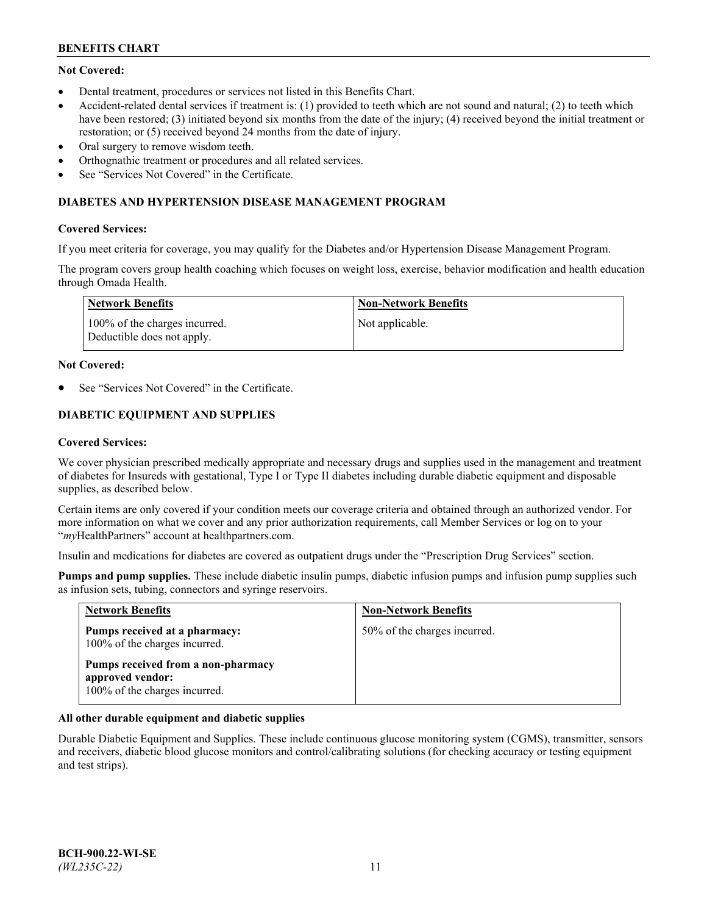**Not Covered:**

- Dental treatment, procedures or services not listed in this Benefits Chart.
- Accident-related dental services if treatment is: (1) provided to teeth which are not sound and natural; (2) to teeth which have been restored; (3) initiated beyond six months from the date of the injury; (4) received beyond the initial treatment or restoration; or (5) received beyond 24 months from the date of injury.
- Oral surgery to remove wisdom teeth.
- Orthognathic treatment or procedures and all related services.
- See "Services Not Covered" in the Certificate.

### DIABETES AND HYPERTENSION DISEASE MANAGEMENT PROGRAM

**Covered Services:**

If you meet criteria for coverage, you may qualify for the Diabetes and/or Hypertension Disease Management Program.

The program covers group health coaching which focuses on weight loss, exercise, behavior modification and health education through Omada Health.

| Network Benefits | Non-Network Benefits |
| --- | --- |
| 100% of the charges incurred. Deductible does not apply. | Not applicable. |

**Not Covered:**

- See "Services Not Covered" in the Certificate.

### DIABETIC EQUIPMENT AND SUPPLIES

**Covered Services:**

We cover physician prescribed medically appropriate and necessary drugs and supplies used in the management and treatment of diabetes for Insureds with gestational, Type I or Type II diabetes including durable diabetic equipment and disposable supplies, as described below.

Certain items are only covered if your condition meets our coverage criteria and obtained through an authorized vendor. For more information on what we cover and any prior authorization requirements, call Member Services or log on to your "*my*HealthPartners" account at healthpartners.com.

Insulin and medications for diabetes are covered as outpatient drugs under the "Prescription Drug Services" section.

**Pumps and pump supplies.** These include diabetic insulin pumps, diabetic infusion pumps and infusion pump supplies such as infusion sets, tubing, connectors and syringe reservoirs.

| Network Benefits | Non-Network Benefits |
| --- | --- |
| **Pumps received at a pharmacy:** 100% of the charges incurred.<br><br>**Pumps received from a non-pharmacy approved vendor:** 100% of the charges incurred. | 50% of the charges incurred. |

**All other durable equipment and diabetic supplies**

Durable Diabetic Equipment and Supplies. These include continuous glucose monitoring system (CGMS), transmitter, sensors and receivers, diabetic blood glucose monitors and control/calibrating solutions (for checking accuracy or testing equipment and test strips).

**BCH-900.22-WI-SE**
*(WL235C-22)*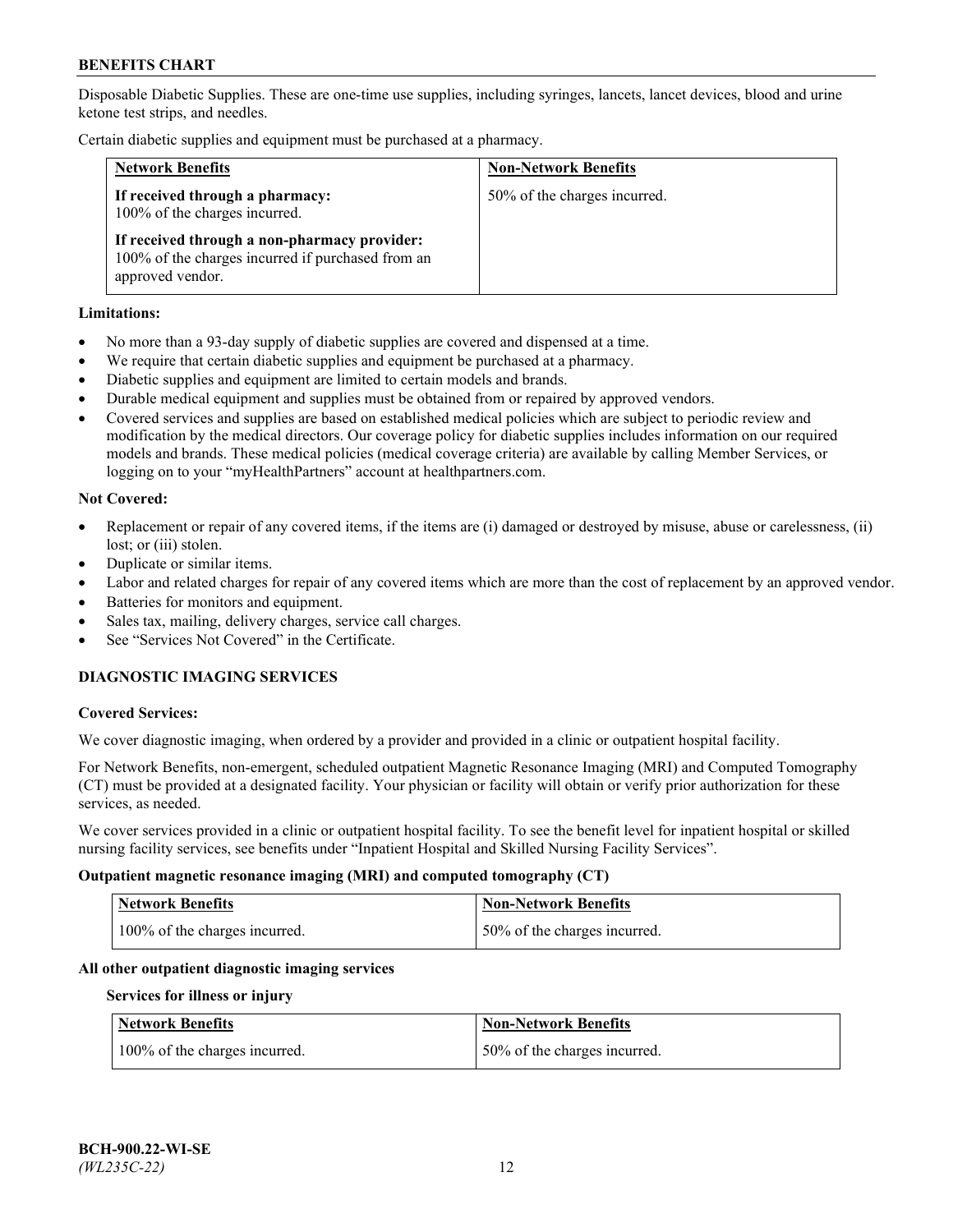Disposable Diabetic Supplies. These are one-time use supplies, including syringes, lancets, lancet devices, blood and urine ketone test strips, and needles.

Certain diabetic supplies and equipment must be purchased at a pharmacy.

| Network Benefits | Non-Network Benefits |
|---|---|
| **If received through a pharmacy:** 100% of the charges incurred.<br><br>**If received through a non-pharmacy provider:** 100% of the charges incurred if purchased from an approved vendor. | 50% of the charges incurred. |

**Limitations:**

- No more than a 93-day supply of diabetic supplies are covered and dispensed at a time.
- We require that certain diabetic supplies and equipment be purchased at a pharmacy.
- Diabetic supplies and equipment are limited to certain models and brands.
- Durable medical equipment and supplies must be obtained from or repaired by approved vendors.
- Covered services and supplies are based on established medical policies which are subject to periodic review and modification by the medical directors. Our coverage policy for diabetic supplies includes information on our required models and brands. These medical policies (medical coverage criteria) are available by calling Member Services, or logging on to your "myHealthPartners" account at healthpartners.com.

**Not Covered:**

- Replacement or repair of any covered items, if the items are (i) damaged or destroyed by misuse, abuse or carelessness, (ii) lost; or (iii) stolen.
- Duplicate or similar items.
- Labor and related charges for repair of any covered items which are more than the cost of replacement by an approved vendor.
- Batteries for monitors and equipment.
- Sales tax, mailing, delivery charges, service call charges.
- See "Services Not Covered" in the Certificate.

## DIAGNOSTIC IMAGING SERVICES

**Covered Services:**

We cover diagnostic imaging, when ordered by a provider and provided in a clinic or outpatient hospital facility.

For Network Benefits, non-emergent, scheduled outpatient Magnetic Resonance Imaging (MRI) and Computed Tomography (CT) must be provided at a designated facility. Your physician or facility will obtain or verify prior authorization for these services, as needed.

We cover services provided in a clinic or outpatient hospital facility. To see the benefit level for inpatient hospital or skilled nursing facility services, see benefits under "Inpatient Hospital and Skilled Nursing Facility Services".

**Outpatient magnetic resonance imaging (MRI) and computed tomography (CT)**

| Network Benefits | Non-Network Benefits |
|---|---|
| 100% of the charges incurred. | 50% of the charges incurred. |

**All other outpatient diagnostic imaging services**

**Services for illness or injury**

| Network Benefits | Non-Network Benefits |
|---|---|
| 100% of the charges incurred. | 50% of the charges incurred. |

BCH-900.22-WI-SE
*(WL235C-22)*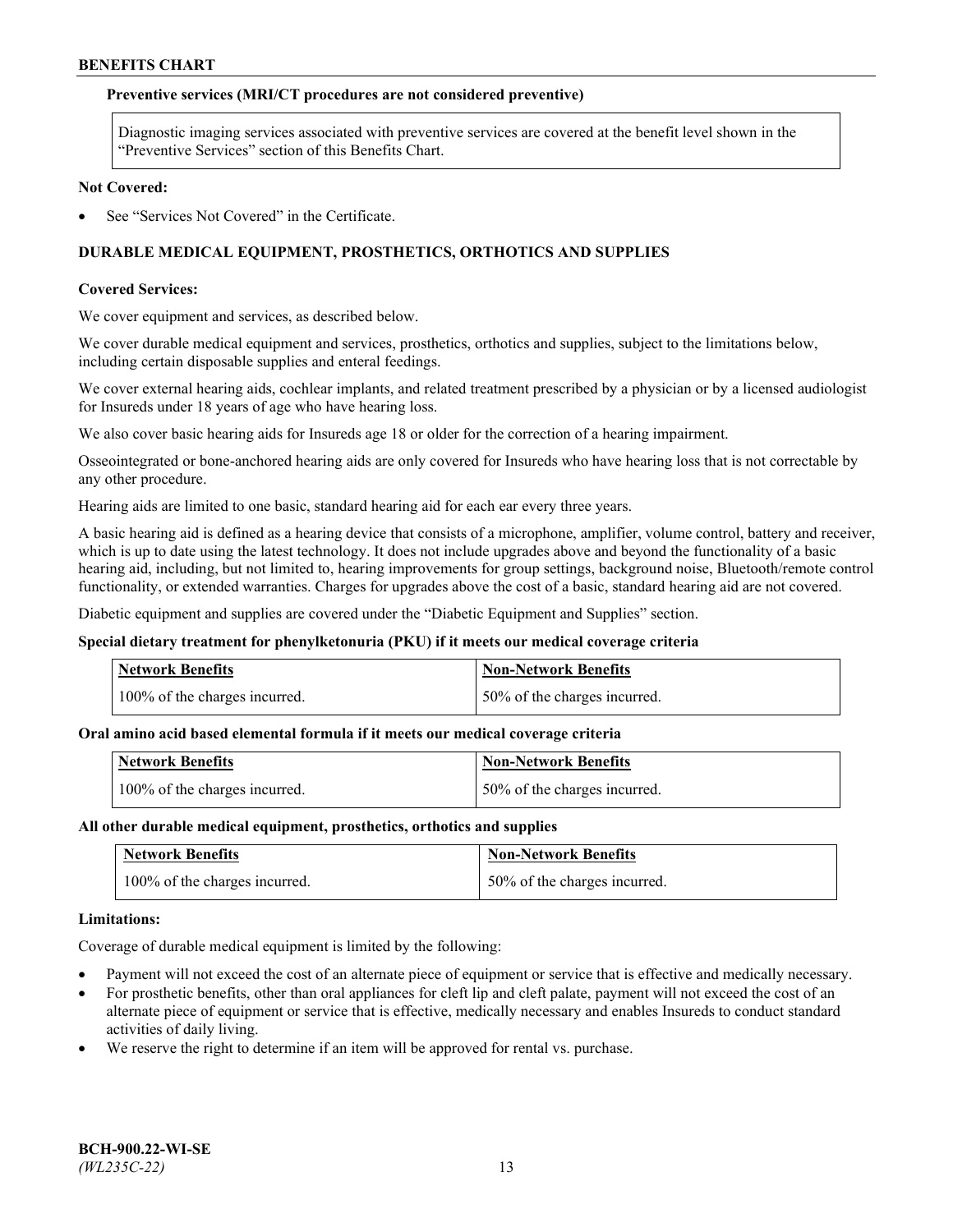**Preventive services (MRI/CT procedures are not considered preventive)**

| Diagnostic imaging services associated with preventive services are covered at the benefit level shown in the "Preventive Services" section of this Benefits Chart. |
| --- |

**Not Covered:**

- See "Services Not Covered" in the Certificate.

## DURABLE MEDICAL EQUIPMENT, PROSTHETICS, ORTHOTICS AND SUPPLIES

**Covered Services:**

We cover equipment and services, as described below.

We cover durable medical equipment and services, prosthetics, orthotics and supplies, subject to the limitations below, including certain disposable supplies and enteral feedings.

We cover external hearing aids, cochlear implants, and related treatment prescribed by a physician or by a licensed audiologist for Insureds under 18 years of age who have hearing loss.

We also cover basic hearing aids for Insureds age 18 or older for the correction of a hearing impairment.

Osseointegrated or bone-anchored hearing aids are only covered for Insureds who have hearing loss that is not correctable by any other procedure.

Hearing aids are limited to one basic, standard hearing aid for each ear every three years.

A basic hearing aid is defined as a hearing device that consists of a microphone, amplifier, volume control, battery and receiver, which is up to date using the latest technology. It does not include upgrades above and beyond the functionality of a basic hearing aid, including, but not limited to, hearing improvements for group settings, background noise, Bluetooth/remote control functionality, or extended warranties. Charges for upgrades above the cost of a basic, standard hearing aid are not covered.

Diabetic equipment and supplies are covered under the "Diabetic Equipment and Supplies" section.

**Special dietary treatment for phenylketonuria (PKU) if it meets our medical coverage criteria**

| Network Benefits | Non-Network Benefits |
| --- | --- |
| 100% of the charges incurred. | 50% of the charges incurred. |

**Oral amino acid based elemental formula if it meets our medical coverage criteria**

| Network Benefits | Non-Network Benefits |
| --- | --- |
| 100% of the charges incurred. | 50% of the charges incurred. |

**All other durable medical equipment, prosthetics, orthotics and supplies**

| Network Benefits | Non-Network Benefits |
| --- | --- |
| 100% of the charges incurred. | 50% of the charges incurred. |

**Limitations:**

Coverage of durable medical equipment is limited by the following:

- Payment will not exceed the cost of an alternate piece of equipment or service that is effective and medically necessary.
- For prosthetic benefits, other than oral appliances for cleft lip and cleft palate, payment will not exceed the cost of an alternate piece of equipment or service that is effective, medically necessary and enables Insureds to conduct standard activities of daily living.
- We reserve the right to determine if an item will be approved for rental vs. purchase.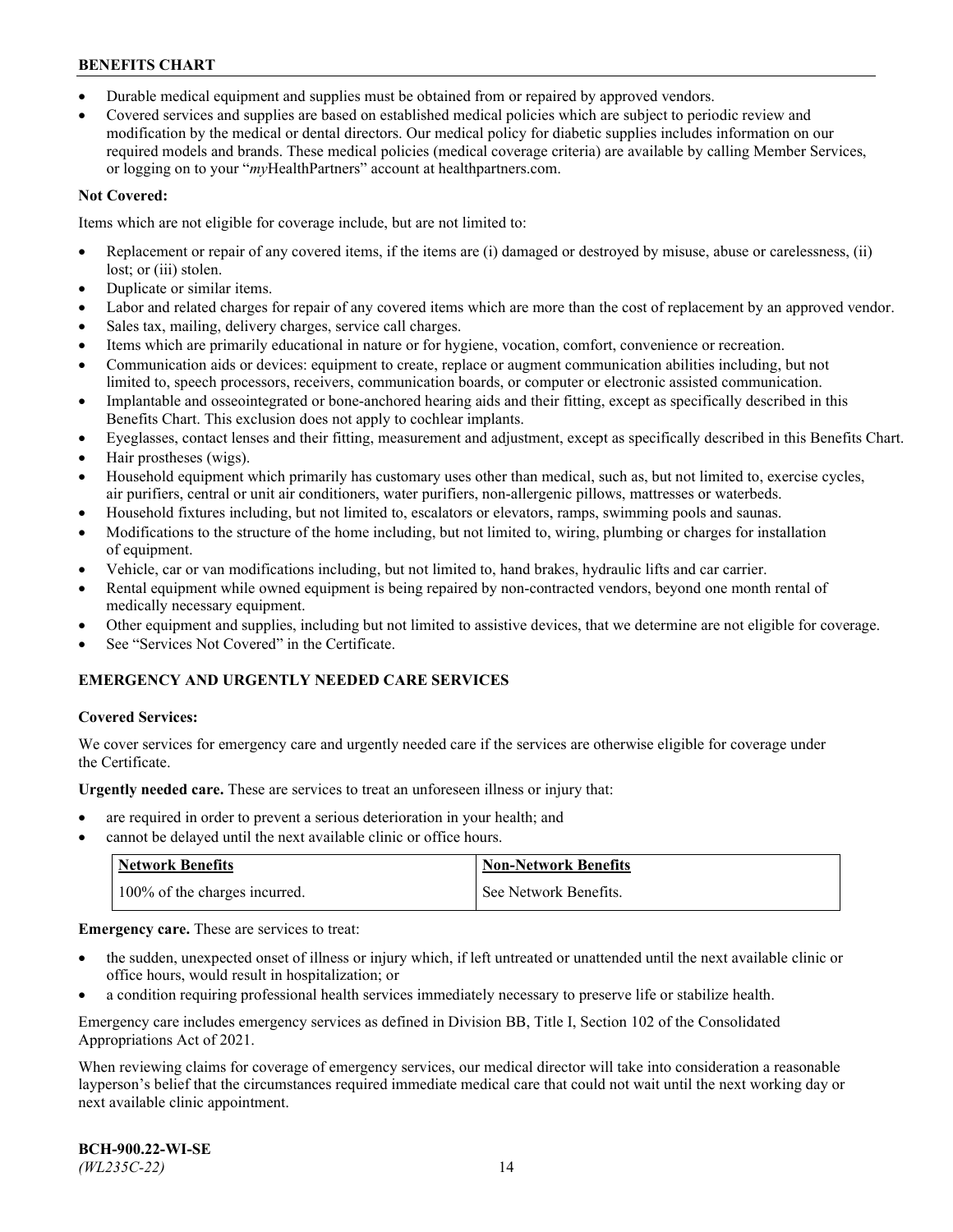- Durable medical equipment and supplies must be obtained from or repaired by approved vendors.
- Covered services and supplies are based on established medical policies which are subject to periodic review and modification by the medical or dental directors. Our medical policy for diabetic supplies includes information on our required models and brands. These medical policies (medical coverage criteria) are available by calling Member Services, or logging on to your "*my*HealthPartners" account at healthpartners.com.

**Not Covered:**

Items which are not eligible for coverage include, but are not limited to:

- Replacement or repair of any covered items, if the items are (i) damaged or destroyed by misuse, abuse or carelessness, (ii) lost; or (iii) stolen.
- Duplicate or similar items.
- Labor and related charges for repair of any covered items which are more than the cost of replacement by an approved vendor.
- Sales tax, mailing, delivery charges, service call charges.
- Items which are primarily educational in nature or for hygiene, vocation, comfort, convenience or recreation.
- Communication aids or devices: equipment to create, replace or augment communication abilities including, but not limited to, speech processors, receivers, communication boards, or computer or electronic assisted communication.
- Implantable and osseointegrated or bone-anchored hearing aids and their fitting, except as specifically described in this Benefits Chart. This exclusion does not apply to cochlear implants.
- Eyeglasses, contact lenses and their fitting, measurement and adjustment, except as specifically described in this Benefits Chart.
- Hair prostheses (wigs).
- Household equipment which primarily has customary uses other than medical, such as, but not limited to, exercise cycles, air purifiers, central or unit air conditioners, water purifiers, non-allergenic pillows, mattresses or waterbeds.
- Household fixtures including, but not limited to, escalators or elevators, ramps, swimming pools and saunas.
- Modifications to the structure of the home including, but not limited to, wiring, plumbing or charges for installation of equipment.
- Vehicle, car or van modifications including, but not limited to, hand brakes, hydraulic lifts and car carrier.
- Rental equipment while owned equipment is being repaired by non-contracted vendors, beyond one month rental of medically necessary equipment.
- Other equipment and supplies, including but not limited to assistive devices, that we determine are not eligible for coverage.
- See "Services Not Covered" in the Certificate.

**EMERGENCY AND URGENTLY NEEDED CARE SERVICES**

**Covered Services:**

We cover services for emergency care and urgently needed care if the services are otherwise eligible for coverage under the Certificate.

**Urgently needed care.** These are services to treat an unforeseen illness or injury that:

- are required in order to prevent a serious deterioration in your health; and
- cannot be delayed until the next available clinic or office hours.

| Network Benefits | Non-Network Benefits |
| --- | --- |
| 100% of the charges incurred. | See Network Benefits. |

**Emergency care.** These are services to treat:

- the sudden, unexpected onset of illness or injury which, if left untreated or unattended until the next available clinic or office hours, would result in hospitalization; or
- a condition requiring professional health services immediately necessary to preserve life or stabilize health.

Emergency care includes emergency services as defined in Division BB, Title I, Section 102 of the Consolidated Appropriations Act of 2021.

When reviewing claims for coverage of emergency services, our medical director will take into consideration a reasonable layperson's belief that the circumstances required immediate medical care that could not wait until the next working day or next available clinic appointment.

**BCH-900.22-WI-SE**
*(WL235C-22)*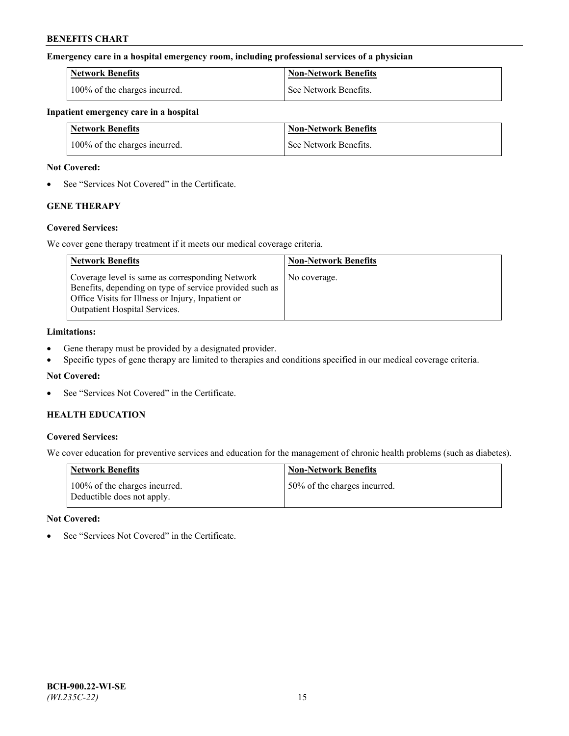**Emergency care in a hospital emergency room, including professional services of a physician**

| Network Benefits | Non-Network Benefits |
|---|---|
| 100% of the charges incurred. | See Network Benefits. |

**Inpatient emergency care in a hospital**

| Network Benefits | Non-Network Benefits |
|---|---|
| 100% of the charges incurred. | See Network Benefits. |

**Not Covered:**

- See "Services Not Covered" in the Certificate.

## GENE THERAPY

**Covered Services:**

We cover gene therapy treatment if it meets our medical coverage criteria.

| Network Benefits | Non-Network Benefits |
|---|---|
| Coverage level is same as corresponding Network Benefits, depending on type of service provided such as Office Visits for Illness or Injury, Inpatient or Outpatient Hospital Services. | No coverage. |

**Limitations:**

- Gene therapy must be provided by a designated provider.
- Specific types of gene therapy are limited to therapies and conditions specified in our medical coverage criteria.

**Not Covered:**

- See "Services Not Covered" in the Certificate.

## HEALTH EDUCATION

**Covered Services:**

We cover education for preventive services and education for the management of chronic health problems (such as diabetes).

| Network Benefits | Non-Network Benefits |
|---|---|
| 100% of the charges incurred. Deductible does not apply. | 50% of the charges incurred. |

**Not Covered:**

- See "Services Not Covered" in the Certificate.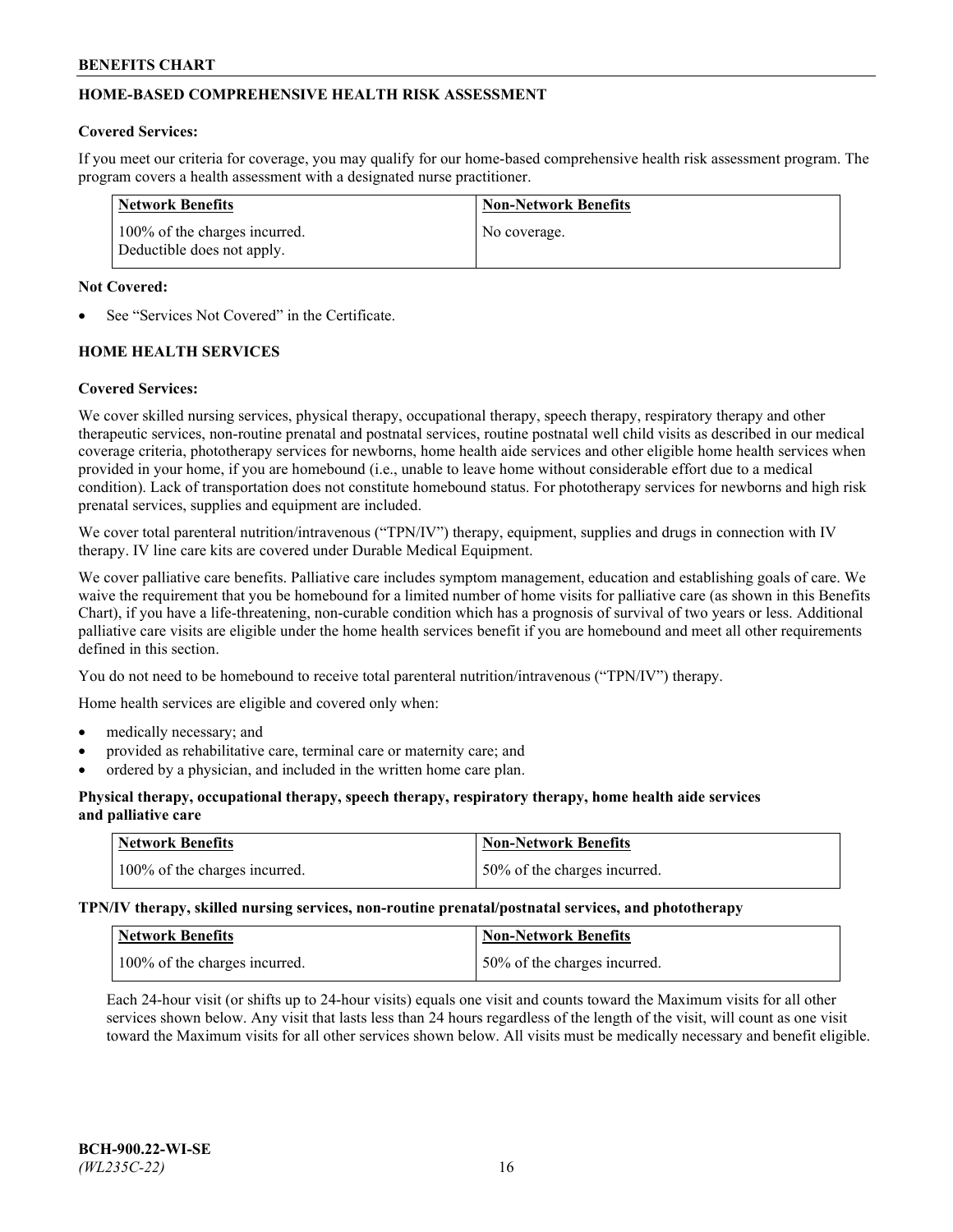## HOME-BASED COMPREHENSIVE HEALTH RISK ASSESSMENT

**Covered Services:**

If you meet our criteria for coverage, you may qualify for our home-based comprehensive health risk assessment program. The program covers a health assessment with a designated nurse practitioner.

| Network Benefits | Non-Network Benefits |
|---|---|
| 100% of the charges incurred. Deductible does not apply. | No coverage. |

**Not Covered:**

- See "Services Not Covered" in the Certificate.

## HOME HEALTH SERVICES

**Covered Services:**

We cover skilled nursing services, physical therapy, occupational therapy, speech therapy, respiratory therapy and other therapeutic services, non-routine prenatal and postnatal services, routine postnatal well child visits as described in our medical coverage criteria, phototherapy services for newborns, home health aide services and other eligible home health services when provided in your home, if you are homebound (i.e., unable to leave home without considerable effort due to a medical condition). Lack of transportation does not constitute homebound status. For phototherapy services for newborns and high risk prenatal services, supplies and equipment are included.

We cover total parenteral nutrition/intravenous ("TPN/IV") therapy, equipment, supplies and drugs in connection with IV therapy. IV line care kits are covered under Durable Medical Equipment.

We cover palliative care benefits. Palliative care includes symptom management, education and establishing goals of care. We waive the requirement that you be homebound for a limited number of home visits for palliative care (as shown in this Benefits Chart), if you have a life-threatening, non-curable condition which has a prognosis of survival of two years or less. Additional palliative care visits are eligible under the home health services benefit if you are homebound and meet all other requirements defined in this section.

You do not need to be homebound to receive total parenteral nutrition/intravenous ("TPN/IV") therapy.

Home health services are eligible and covered only when:

- medically necessary; and
- provided as rehabilitative care, terminal care or maternity care; and
- ordered by a physician, and included in the written home care plan.

**Physical therapy, occupational therapy, speech therapy, respiratory therapy, home health aide services and palliative care**

| Network Benefits | Non-Network Benefits |
|---|---|
| 100% of the charges incurred. | 50% of the charges incurred. |

**TPN/IV therapy, skilled nursing services, non-routine prenatal/postnatal services, and phototherapy**

| Network Benefits | Non-Network Benefits |
|---|---|
| 100% of the charges incurred. | 50% of the charges incurred. |

Each 24-hour visit (or shifts up to 24-hour visits) equals one visit and counts toward the Maximum visits for all other services shown below. Any visit that lasts less than 24 hours regardless of the length of the visit, will count as one visit toward the Maximum visits for all other services shown below. All visits must be medically necessary and benefit eligible.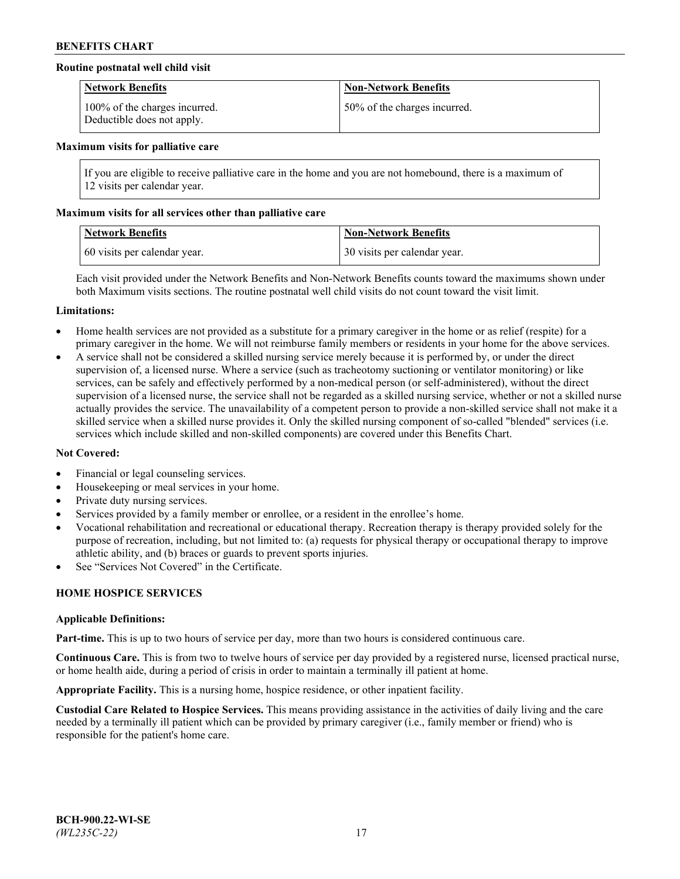**Routine postnatal well child visit**

| Network Benefits | Non-Network Benefits |
|---|---|
| 100% of the charges incurred. Deductible does not apply. | 50% of the charges incurred. |

**Maximum visits for palliative care**

If you are eligible to receive palliative care in the home and you are not homebound, there is a maximum of 12 visits per calendar year.

**Maximum visits for all services other than palliative care**

| Network Benefits | Non-Network Benefits |
|---|---|
| 60 visits per calendar year. | 30 visits per calendar year. |

Each visit provided under the Network Benefits and Non-Network Benefits counts toward the maximums shown under both Maximum visits sections. The routine postnatal well child visits do not count toward the visit limit.

**Limitations:**

- Home health services are not provided as a substitute for a primary caregiver in the home or as relief (respite) for a primary caregiver in the home. We will not reimburse family members or residents in your home for the above services.
- A service shall not be considered a skilled nursing service merely because it is performed by, or under the direct supervision of, a licensed nurse. Where a service (such as tracheotomy suctioning or ventilator monitoring) or like services, can be safely and effectively performed by a non-medical person (or self-administered), without the direct supervision of a licensed nurse, the service shall not be regarded as a skilled nursing service, whether or not a skilled nurse actually provides the service. The unavailability of a competent person to provide a non-skilled service shall not make it a skilled service when a skilled nurse provides it. Only the skilled nursing component of so-called "blended" services (i.e. services which include skilled and non-skilled components) are covered under this Benefits Chart.

**Not Covered:**

- Financial or legal counseling services.
- Housekeeping or meal services in your home.
- Private duty nursing services.
- Services provided by a family member or enrollee, or a resident in the enrollee's home.
- Vocational rehabilitation and recreational or educational therapy. Recreation therapy is therapy provided solely for the purpose of recreation, including, but not limited to: (a) requests for physical therapy or occupational therapy to improve athletic ability, and (b) braces or guards to prevent sports injuries.
- See "Services Not Covered" in the Certificate.

## HOME HOSPICE SERVICES

**Applicable Definitions:**

**Part-time.** This is up to two hours of service per day, more than two hours is considered continuous care.

**Continuous Care.** This is from two to twelve hours of service per day provided by a registered nurse, licensed practical nurse, or home health aide, during a period of crisis in order to maintain a terminally ill patient at home.

**Appropriate Facility.** This is a nursing home, hospice residence, or other inpatient facility.

**Custodial Care Related to Hospice Services.** This means providing assistance in the activities of daily living and the care needed by a terminally ill patient which can be provided by primary caregiver (i.e., family member or friend) who is responsible for the patient's home care.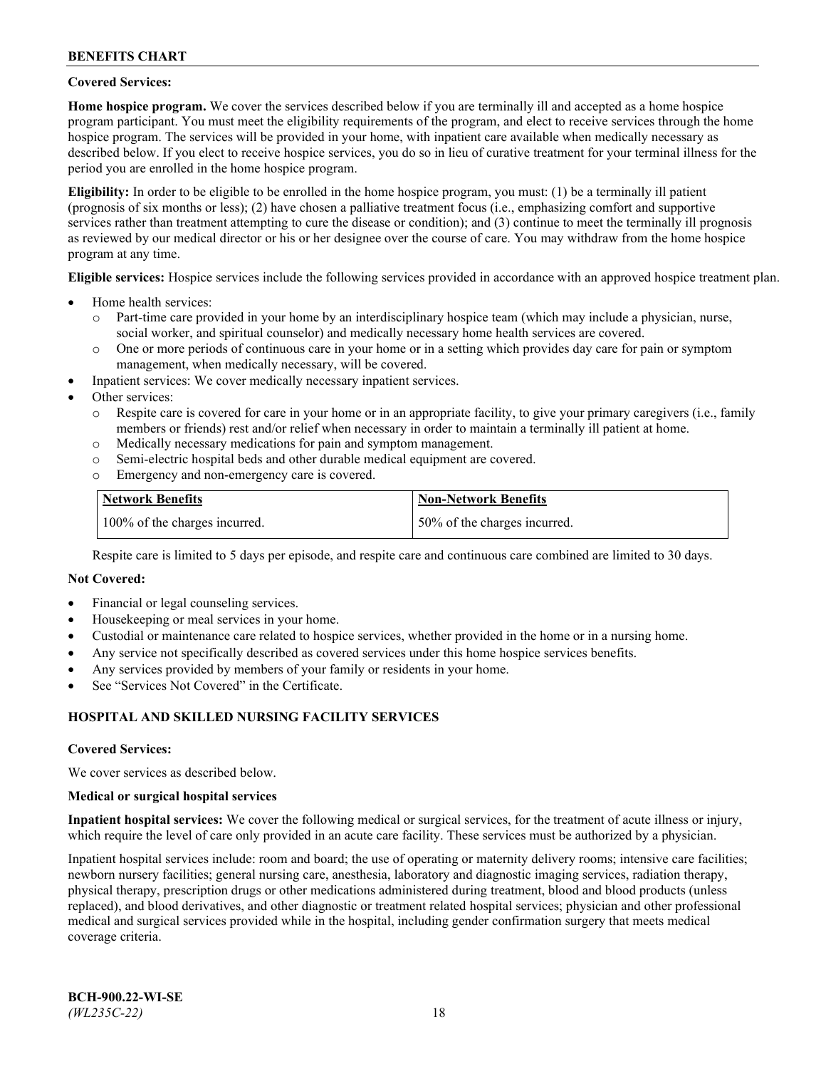**Covered Services:**

**Home hospice program.** We cover the services described below if you are terminally ill and accepted as a home hospice program participant. You must meet the eligibility requirements of the program, and elect to receive services through the home hospice program. The services will be provided in your home, with inpatient care available when medically necessary as described below. If you elect to receive hospice services, you do so in lieu of curative treatment for your terminal illness for the period you are enrolled in the home hospice program.

**Eligibility:** In order to be eligible to be enrolled in the home hospice program, you must: (1) be a terminally ill patient (prognosis of six months or less); (2) have chosen a palliative treatment focus (i.e., emphasizing comfort and supportive services rather than treatment attempting to cure the disease or condition); and (3) continue to meet the terminally ill prognosis as reviewed by our medical director or his or her designee over the course of care. You may withdraw from the home hospice program at any time.

**Eligible services:** Hospice services include the following services provided in accordance with an approved hospice treatment plan.

- Home health services:
  - Part-time care provided in your home by an interdisciplinary hospice team (which may include a physician, nurse, social worker, and spiritual counselor) and medically necessary home health services are covered.
  - One or more periods of continuous care in your home or in a setting which provides day care for pain or symptom management, when medically necessary, will be covered.
- Inpatient services: We cover medically necessary inpatient services.
- Other services:
  - Respite care is covered for care in your home or in an appropriate facility, to give your primary caregivers (i.e., family members or friends) rest and/or relief when necessary in order to maintain a terminally ill patient at home.
  - Medically necessary medications for pain and symptom management.
  - Semi-electric hospital beds and other durable medical equipment are covered.
  - Emergency and non-emergency care is covered.

| Network Benefits | Non-Network Benefits |
|---|---|
| 100% of the charges incurred. | 50% of the charges incurred. |

Respite care is limited to 5 days per episode, and respite care and continuous care combined are limited to 30 days.

**Not Covered:**

- Financial or legal counseling services.
- Housekeeping or meal services in your home.
- Custodial or maintenance care related to hospice services, whether provided in the home or in a nursing home.
- Any service not specifically described as covered services under this home hospice services benefits.
- Any services provided by members of your family or residents in your home.
- See "Services Not Covered" in the Certificate.

## HOSPITAL AND SKILLED NURSING FACILITY SERVICES

**Covered Services:**

We cover services as described below.

**Medical or surgical hospital services**

**Inpatient hospital services:** We cover the following medical or surgical services, for the treatment of acute illness or injury, which require the level of care only provided in an acute care facility. These services must be authorized by a physician.

Inpatient hospital services include: room and board; the use of operating or maternity delivery rooms; intensive care facilities; newborn nursery facilities; general nursing care, anesthesia, laboratory and diagnostic imaging services, radiation therapy, physical therapy, prescription drugs or other medications administered during treatment, blood and blood products (unless replaced), and blood derivatives, and other diagnostic or treatment related hospital services; physician and other professional medical and surgical services provided while in the hospital, including gender confirmation surgery that meets medical coverage criteria.

**BCH-900.22-WI-SE**
*(WL235C-22)*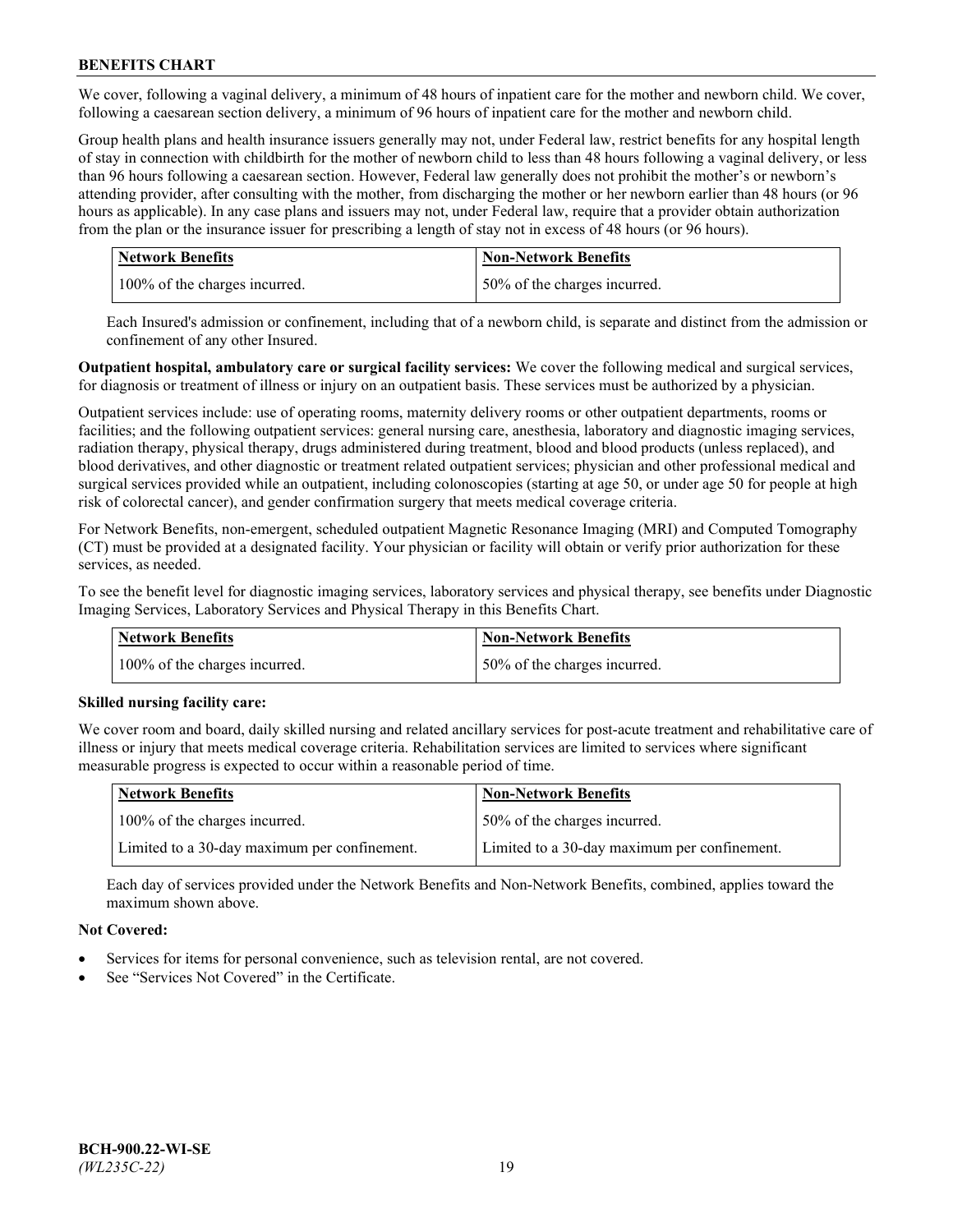We cover, following a vaginal delivery, a minimum of 48 hours of inpatient care for the mother and newborn child. We cover, following a caesarean section delivery, a minimum of 96 hours of inpatient care for the mother and newborn child.

Group health plans and health insurance issuers generally may not, under Federal law, restrict benefits for any hospital length of stay in connection with childbirth for the mother of newborn child to less than 48 hours following a vaginal delivery, or less than 96 hours following a caesarean section. However, Federal law generally does not prohibit the mother's or newborn's attending provider, after consulting with the mother, from discharging the mother or her newborn earlier than 48 hours (or 96 hours as applicable). In any case plans and issuers may not, under Federal law, require that a provider obtain authorization from the plan or the insurance issuer for prescribing a length of stay not in excess of 48 hours (or 96 hours).

| Network Benefits | Non-Network Benefits |
| --- | --- |
| 100% of the charges incurred. | 50% of the charges incurred. |

Each Insured's admission or confinement, including that of a newborn child, is separate and distinct from the admission or confinement of any other Insured.

**Outpatient hospital, ambulatory care or surgical facility services:** We cover the following medical and surgical services, for diagnosis or treatment of illness or injury on an outpatient basis. These services must be authorized by a physician.

Outpatient services include: use of operating rooms, maternity delivery rooms or other outpatient departments, rooms or facilities; and the following outpatient services: general nursing care, anesthesia, laboratory and diagnostic imaging services, radiation therapy, physical therapy, drugs administered during treatment, blood and blood products (unless replaced), and blood derivatives, and other diagnostic or treatment related outpatient services; physician and other professional medical and surgical services provided while an outpatient, including colonoscopies (starting at age 50, or under age 50 for people at high risk of colorectal cancer), and gender confirmation surgery that meets medical coverage criteria.

For Network Benefits, non-emergent, scheduled outpatient Magnetic Resonance Imaging (MRI) and Computed Tomography (CT) must be provided at a designated facility. Your physician or facility will obtain or verify prior authorization for these services, as needed.

To see the benefit level for diagnostic imaging services, laboratory services and physical therapy, see benefits under Diagnostic Imaging Services, Laboratory Services and Physical Therapy in this Benefits Chart.

| Network Benefits | Non-Network Benefits |
| --- | --- |
| 100% of the charges incurred. | 50% of the charges incurred. |

**Skilled nursing facility care:**

We cover room and board, daily skilled nursing and related ancillary services for post-acute treatment and rehabilitative care of illness or injury that meets medical coverage criteria. Rehabilitation services are limited to services where significant measurable progress is expected to occur within a reasonable period of time.

| Network Benefits | Non-Network Benefits |
| --- | --- |
| 100% of the charges incurred. | 50% of the charges incurred. |
| Limited to a 30-day maximum per confinement. | Limited to a 30-day maximum per confinement. |

Each day of services provided under the Network Benefits and Non-Network Benefits, combined, applies toward the maximum shown above.

**Not Covered:**

- Services for items for personal convenience, such as television rental, are not covered.
- See "Services Not Covered" in the Certificate.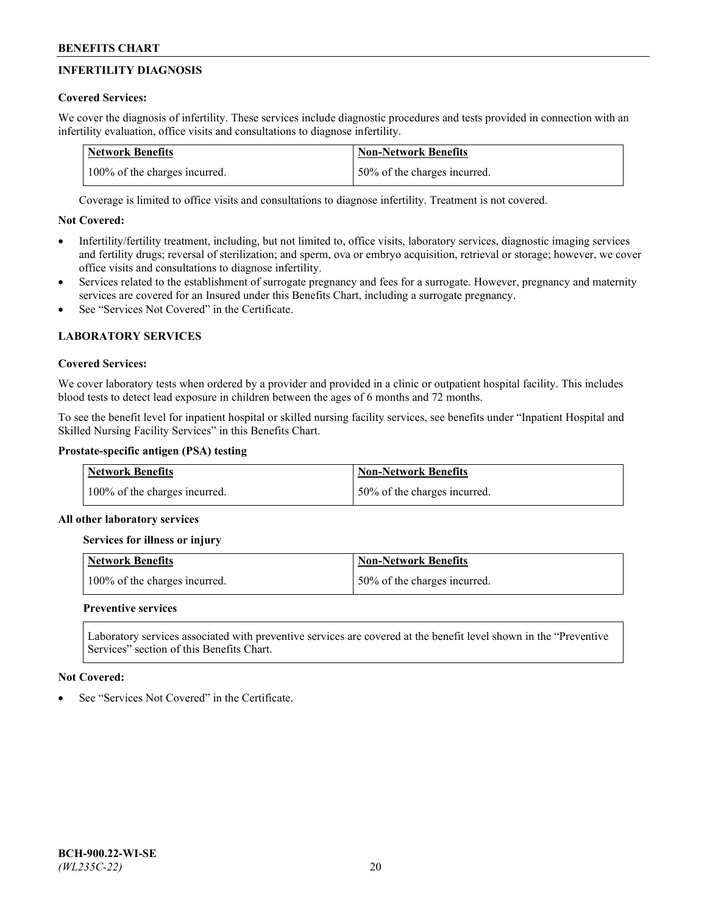## INFERTILITY DIAGNOSIS

**Covered Services:**

We cover the diagnosis of infertility. These services include diagnostic procedures and tests provided in connection with an infertility evaluation, office visits and consultations to diagnose infertility.

| Network Benefits | Non-Network Benefits |
|---|---|
| 100% of the charges incurred. | 50% of the charges incurred. |

Coverage is limited to office visits and consultations to diagnose infertility. Treatment is not covered.

**Not Covered:**

- Infertility/fertility treatment, including, but not limited to, office visits, laboratory services, diagnostic imaging services and fertility drugs; reversal of sterilization; and sperm, ova or embryo acquisition, retrieval or storage; however, we cover office visits and consultations to diagnose infertility.
- Services related to the establishment of surrogate pregnancy and fees for a surrogate. However, pregnancy and maternity services are covered for an Insured under this Benefits Chart, including a surrogate pregnancy.
- See "Services Not Covered" in the Certificate.

## LABORATORY SERVICES

**Covered Services:**

We cover laboratory tests when ordered by a provider and provided in a clinic or outpatient hospital facility. This includes blood tests to detect lead exposure in children between the ages of 6 months and 72 months.

To see the benefit level for inpatient hospital or skilled nursing facility services, see benefits under "Inpatient Hospital and Skilled Nursing Facility Services" in this Benefits Chart.

**Prostate-specific antigen (PSA) testing**

| Network Benefits | Non-Network Benefits |
|---|---|
| 100% of the charges incurred. | 50% of the charges incurred. |

**All other laboratory services**

**Services for illness or injury**

| Network Benefits | Non-Network Benefits |
|---|---|
| 100% of the charges incurred. | 50% of the charges incurred. |

**Preventive services**

Laboratory services associated with preventive services are covered at the benefit level shown in the "Preventive Services" section of this Benefits Chart.

**Not Covered:**

- See "Services Not Covered" in the Certificate.

BCH-900.22-WI-SE
*(WL235C-22)*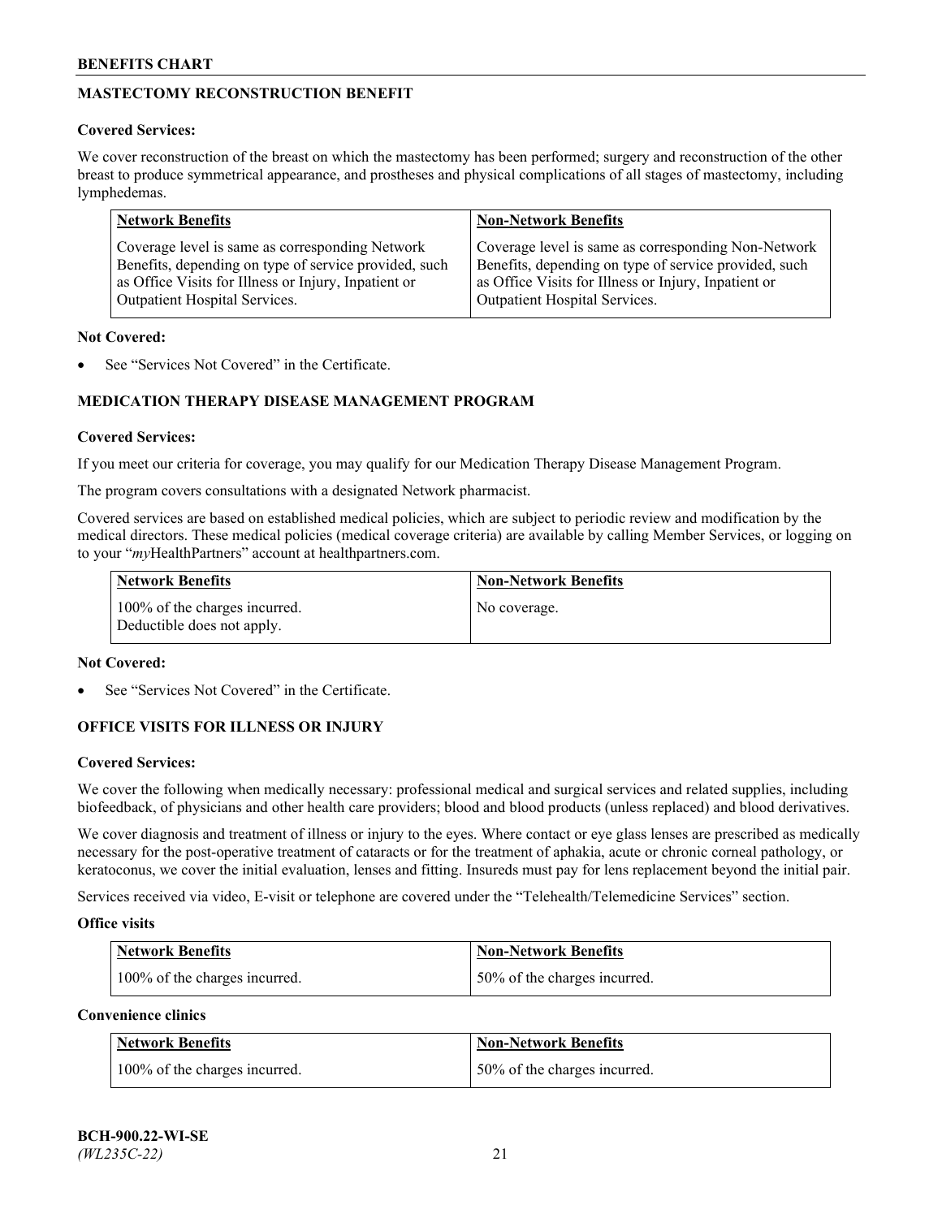## MASTECTOMY RECONSTRUCTION BENEFIT

**Covered Services:**

We cover reconstruction of the breast on which the mastectomy has been performed; surgery and reconstruction of the other breast to produce symmetrical appearance, and prostheses and physical complications of all stages of mastectomy, including lymphedemas.

| Network Benefits | Non-Network Benefits |
|---|---|
| Coverage level is same as corresponding Network Benefits, depending on type of service provided, such as Office Visits for Illness or Injury, Inpatient or Outpatient Hospital Services. | Coverage level is same as corresponding Non-Network Benefits, depending on type of service provided, such as Office Visits for Illness or Injury, Inpatient or Outpatient Hospital Services. |

**Not Covered:**

- See "Services Not Covered" in the Certificate.

## MEDICATION THERAPY DISEASE MANAGEMENT PROGRAM

**Covered Services:**

If you meet our criteria for coverage, you may qualify for our Medication Therapy Disease Management Program.

The program covers consultations with a designated Network pharmacist.

Covered services are based on established medical policies, which are subject to periodic review and modification by the medical directors. These medical policies (medical coverage criteria) are available by calling Member Services, or logging on to your "*my*HealthPartners" account at healthpartners.com.

| Network Benefits | Non-Network Benefits |
|---|---|
| 100% of the charges incurred. Deductible does not apply. | No coverage. |

**Not Covered:**

- See "Services Not Covered" in the Certificate.

## OFFICE VISITS FOR ILLNESS OR INJURY

**Covered Services:**

We cover the following when medically necessary: professional medical and surgical services and related supplies, including biofeedback, of physicians and other health care providers; blood and blood products (unless replaced) and blood derivatives.

We cover diagnosis and treatment of illness or injury to the eyes. Where contact or eye glass lenses are prescribed as medically necessary for the post-operative treatment of cataracts or for the treatment of aphakia, acute or chronic corneal pathology, or keratoconus, we cover the initial evaluation, lenses and fitting. Insureds must pay for lens replacement beyond the initial pair.

Services received via video, E-visit or telephone are covered under the "Telehealth/Telemedicine Services" section.

**Office visits**

| Network Benefits | Non-Network Benefits |
|---|---|
| 100% of the charges incurred. | 50% of the charges incurred. |

**Convenience clinics**

| Network Benefits | Non-Network Benefits |
|---|---|
| 100% of the charges incurred. | 50% of the charges incurred. |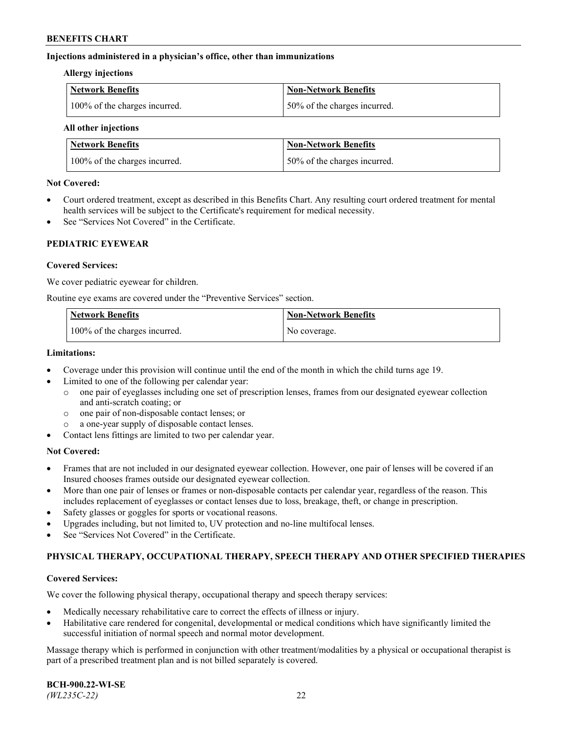**Injections administered in a physician's office, other than immunizations**

**Allergy injections**

| Network Benefits | Non-Network Benefits |
| --- | --- |
| 100% of the charges incurred. | 50% of the charges incurred. |

**All other injections**

| Network Benefits | Non-Network Benefits |
| --- | --- |
| 100% of the charges incurred. | 50% of the charges incurred. |

**Not Covered:**

- Court ordered treatment, except as described in this Benefits Chart. Any resulting court ordered treatment for mental health services will be subject to the Certificate's requirement for medical necessity.
- See "Services Not Covered" in the Certificate.

## PEDIATRIC EYEWEAR

**Covered Services:**

We cover pediatric eyewear for children.

Routine eye exams are covered under the "Preventive Services" section.

| Network Benefits | Non-Network Benefits |
| --- | --- |
| 100% of the charges incurred. | No coverage. |

**Limitations:**

- Coverage under this provision will continue until the end of the month in which the child turns age 19.
- Limited to one of the following per calendar year:
  - one pair of eyeglasses including one set of prescription lenses, frames from our designated eyewear collection and anti-scratch coating; or
  - one pair of non-disposable contact lenses; or
  - a one-year supply of disposable contact lenses.
- Contact lens fittings are limited to two per calendar year.

**Not Covered:**

- Frames that are not included in our designated eyewear collection. However, one pair of lenses will be covered if an Insured chooses frames outside our designated eyewear collection.
- More than one pair of lenses or frames or non-disposable contacts per calendar year, regardless of the reason. This includes replacement of eyeglasses or contact lenses due to loss, breakage, theft, or change in prescription.
- Safety glasses or goggles for sports or vocational reasons.
- Upgrades including, but not limited to, UV protection and no-line multifocal lenses.
- See "Services Not Covered" in the Certificate.

## PHYSICAL THERAPY, OCCUPATIONAL THERAPY, SPEECH THERAPY AND OTHER SPECIFIED THERAPIES

**Covered Services:**

We cover the following physical therapy, occupational therapy and speech therapy services:

- Medically necessary rehabilitative care to correct the effects of illness or injury.
- Habilitative care rendered for congenital, developmental or medical conditions which have significantly limited the successful initiation of normal speech and normal motor development.

Massage therapy which is performed in conjunction with other treatment/modalities by a physical or occupational therapist is part of a prescribed treatment plan and is not billed separately is covered.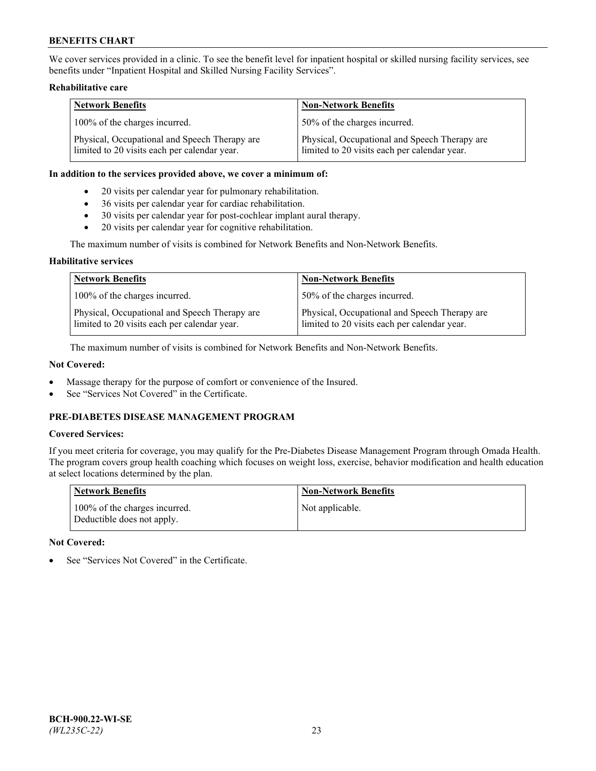We cover services provided in a clinic. To see the benefit level for inpatient hospital or skilled nursing facility services, see benefits under "Inpatient Hospital and Skilled Nursing Facility Services".

**Rehabilitative care**

| Network Benefits | Non-Network Benefits |
| --- | --- |
| 100% of the charges incurred. | 50% of the charges incurred. |
| Physical, Occupational and Speech Therapy are limited to 20 visits each per calendar year. | Physical, Occupational and Speech Therapy are limited to 20 visits each per calendar year. |

**In addition to the services provided above, we cover a minimum of:**

- 20 visits per calendar year for pulmonary rehabilitation.
- 36 visits per calendar year for cardiac rehabilitation.
- 30 visits per calendar year for post-cochlear implant aural therapy.
- 20 visits per calendar year for cognitive rehabilitation.

The maximum number of visits is combined for Network Benefits and Non-Network Benefits.

**Habilitative services**

| Network Benefits | Non-Network Benefits |
| --- | --- |
| 100% of the charges incurred. | 50% of the charges incurred. |
| Physical, Occupational and Speech Therapy are limited to 20 visits each per calendar year. | Physical, Occupational and Speech Therapy are limited to 20 visits each per calendar year. |

The maximum number of visits is combined for Network Benefits and Non-Network Benefits.

**Not Covered:**

- Massage therapy for the purpose of comfort or convenience of the Insured.
- See "Services Not Covered" in the Certificate.

## PRE-DIABETES DISEASE MANAGEMENT PROGRAM

**Covered Services:**

If you meet criteria for coverage, you may qualify for the Pre-Diabetes Disease Management Program through Omada Health. The program covers group health coaching which focuses on weight loss, exercise, behavior modification and health education at select locations determined by the plan.

| Network Benefits | Non-Network Benefits |
| --- | --- |
| 100% of the charges incurred. Deductible does not apply. | Not applicable. |

**Not Covered:**

- See "Services Not Covered" in the Certificate.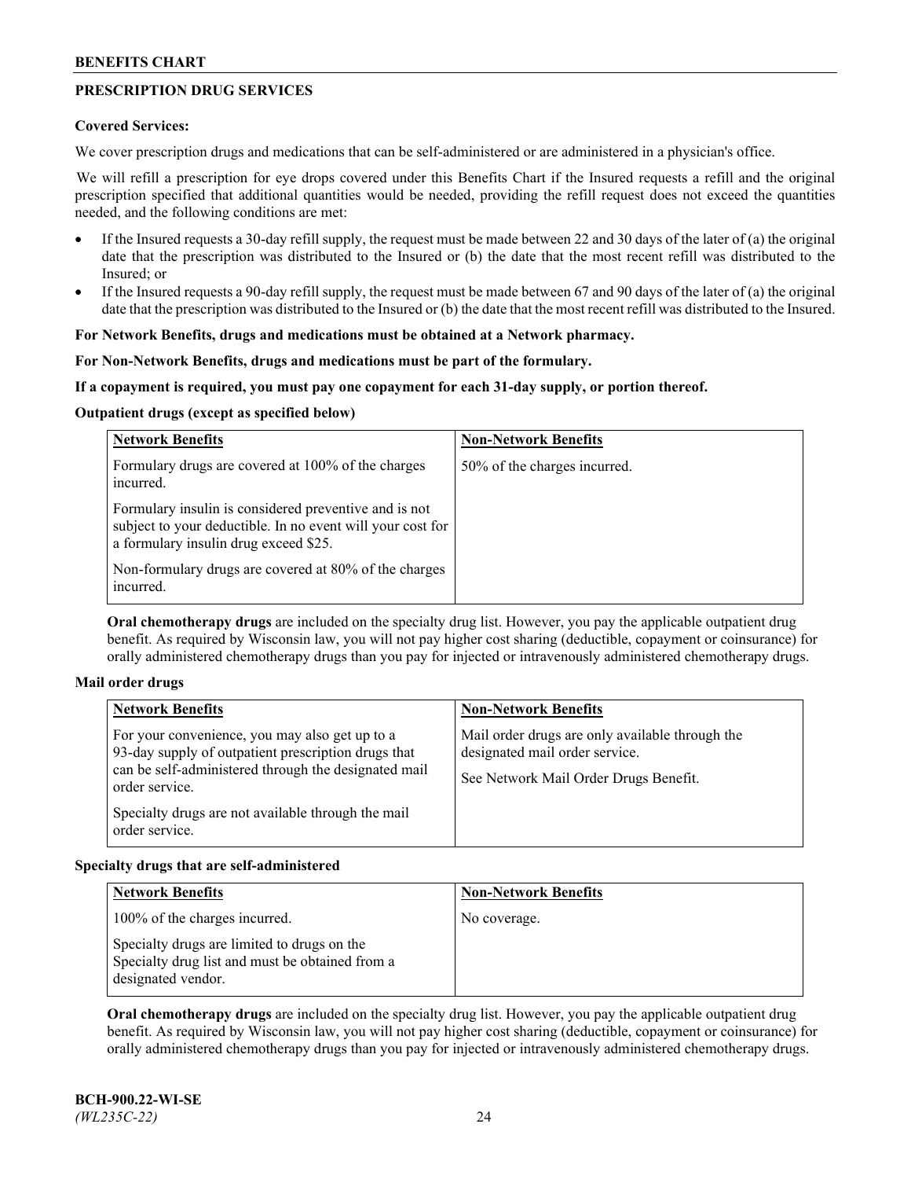## PRESCRIPTION DRUG SERVICES

**Covered Services:**

We cover prescription drugs and medications that can be self-administered or are administered in a physician's office.

We will refill a prescription for eye drops covered under this Benefits Chart if the Insured requests a refill and the original prescription specified that additional quantities would be needed, providing the refill request does not exceed the quantities needed, and the following conditions are met:

- If the Insured requests a 30-day refill supply, the request must be made between 22 and 30 days of the later of (a) the original date that the prescription was distributed to the Insured or (b) the date that the most recent refill was distributed to the Insured; or
- If the Insured requests a 90-day refill supply, the request must be made between 67 and 90 days of the later of (a) the original date that the prescription was distributed to the Insured or (b) the date that the most recent refill was distributed to the Insured.

**For Network Benefits, drugs and medications must be obtained at a Network pharmacy.**

**For Non-Network Benefits, drugs and medications must be part of the formulary.**

**If a copayment is required, you must pay one copayment for each 31-day supply, or portion thereof.**

**Outpatient drugs (except as specified below)**

| Network Benefits | Non-Network Benefits |
| --- | --- |
| Formulary drugs are covered at 100% of the charges incurred.<br><br>Formulary insulin is considered preventive and is not subject to your deductible. In no event will your cost for a formulary insulin drug exceed $25.<br><br>Non-formulary drugs are covered at 80% of the charges incurred. | 50% of the charges incurred. |

**Oral chemotherapy drugs** are included on the specialty drug list. However, you pay the applicable outpatient drug benefit. As required by Wisconsin law, you will not pay higher cost sharing (deductible, copayment or coinsurance) for orally administered chemotherapy drugs than you pay for injected or intravenously administered chemotherapy drugs.

**Mail order drugs**

| Network Benefits | Non-Network Benefits |
| --- | --- |
| For your convenience, you may also get up to a 93-day supply of outpatient prescription drugs that can be self-administered through the designated mail order service.<br><br>Specialty drugs are not available through the mail order service. | Mail order drugs are only available through the designated mail order service.<br><br>See Network Mail Order Drugs Benefit. |

**Specialty drugs that are self-administered**

| Network Benefits | Non-Network Benefits |
| --- | --- |
| 100% of the charges incurred.<br><br>Specialty drugs are limited to drugs on the Specialty drug list and must be obtained from a designated vendor. | No coverage. |

**Oral chemotherapy drugs** are included on the specialty drug list. However, you pay the applicable outpatient drug benefit. As required by Wisconsin law, you will not pay higher cost sharing (deductible, copayment or coinsurance) for orally administered chemotherapy drugs than you pay for injected or intravenously administered chemotherapy drugs.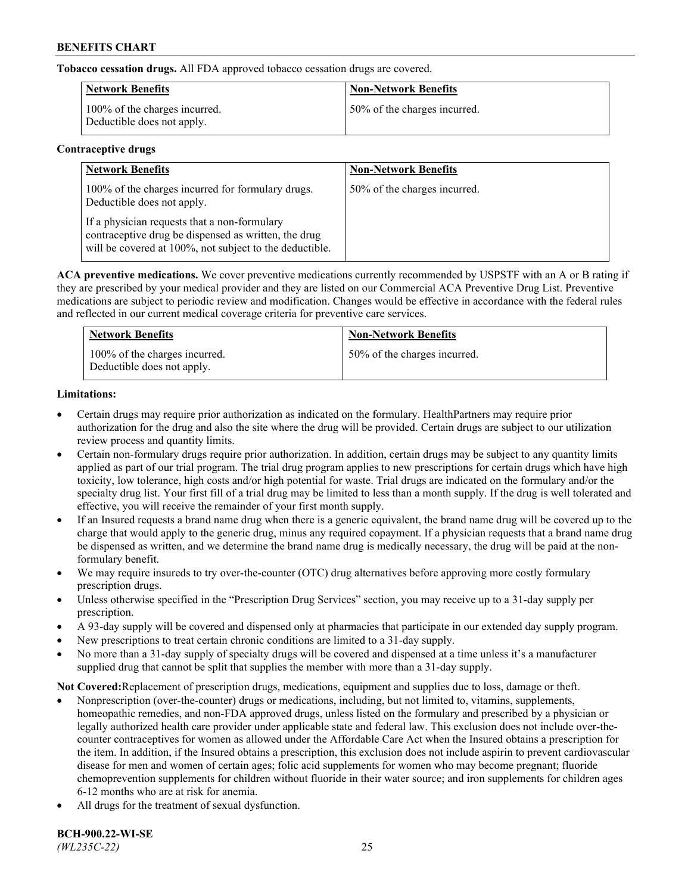**Tobacco cessation drugs.** All FDA approved tobacco cessation drugs are covered.

| Network Benefits | Non-Network Benefits |
|---|---|
| 100% of the charges incurred. Deductible does not apply. | 50% of the charges incurred. |

**Contraceptive drugs**

| Network Benefits | Non-Network Benefits |
|---|---|
| 100% of the charges incurred for formulary drugs. Deductible does not apply. If a physician requests that a non-formulary contraceptive drug be dispensed as written, the drug will be covered at 100%, not subject to the deductible. | 50% of the charges incurred. |

**ACA preventive medications.** We cover preventive medications currently recommended by USPSTF with an A or B rating if they are prescribed by your medical provider and they are listed on our Commercial ACA Preventive Drug List. Preventive medications are subject to periodic review and modification. Changes would be effective in accordance with the federal rules and reflected in our current medical coverage criteria for preventive care services.

| Network Benefits | Non-Network Benefits |
|---|---|
| 100% of the charges incurred. Deductible does not apply. | 50% of the charges incurred. |

**Limitations:**

- Certain drugs may require prior authorization as indicated on the formulary. HealthPartners may require prior authorization for the drug and also the site where the drug will be provided. Certain drugs are subject to our utilization review process and quantity limits.
- Certain non-formulary drugs require prior authorization. In addition, certain drugs may be subject to any quantity limits applied as part of our trial program. The trial drug program applies to new prescriptions for certain drugs which have high toxicity, low tolerance, high costs and/or high potential for waste. Trial drugs are indicated on the formulary and/or the specialty drug list. Your first fill of a trial drug may be limited to less than a month supply. If the drug is well tolerated and effective, you will receive the remainder of your first month supply.
- If an Insured requests a brand name drug when there is a generic equivalent, the brand name drug will be covered up to the charge that would apply to the generic drug, minus any required copayment. If a physician requests that a brand name drug be dispensed as written, and we determine the brand name drug is medically necessary, the drug will be paid at the non-formulary benefit.
- We may require insureds to try over-the-counter (OTC) drug alternatives before approving more costly formulary prescription drugs.
- Unless otherwise specified in the "Prescription Drug Services" section, you may receive up to a 31-day supply per prescription.
- A 93-day supply will be covered and dispensed only at pharmacies that participate in our extended day supply program.
- New prescriptions to treat certain chronic conditions are limited to a 31-day supply.
- No more than a 31-day supply of specialty drugs will be covered and dispensed at a time unless it's a manufacturer supplied drug that cannot be split that supplies the member with more than a 31-day supply.

**Not Covered:**Replacement of prescription drugs, medications, equipment and supplies due to loss, damage or theft.

- Nonprescription (over-the-counter) drugs or medications, including, but not limited to, vitamins, supplements, homeopathic remedies, and non-FDA approved drugs, unless listed on the formulary and prescribed by a physician or legally authorized health care provider under applicable state and federal law. This exclusion does not include over-the-counter contraceptives for women as allowed under the Affordable Care Act when the Insured obtains a prescription for the item. In addition, if the Insured obtains a prescription, this exclusion does not include aspirin to prevent cardiovascular disease for men and women of certain ages; folic acid supplements for women who may become pregnant; fluoride chemoprevention supplements for children without fluoride in their water source; and iron supplements for children ages 6-12 months who are at risk for anemia.
- All drugs for the treatment of sexual dysfunction.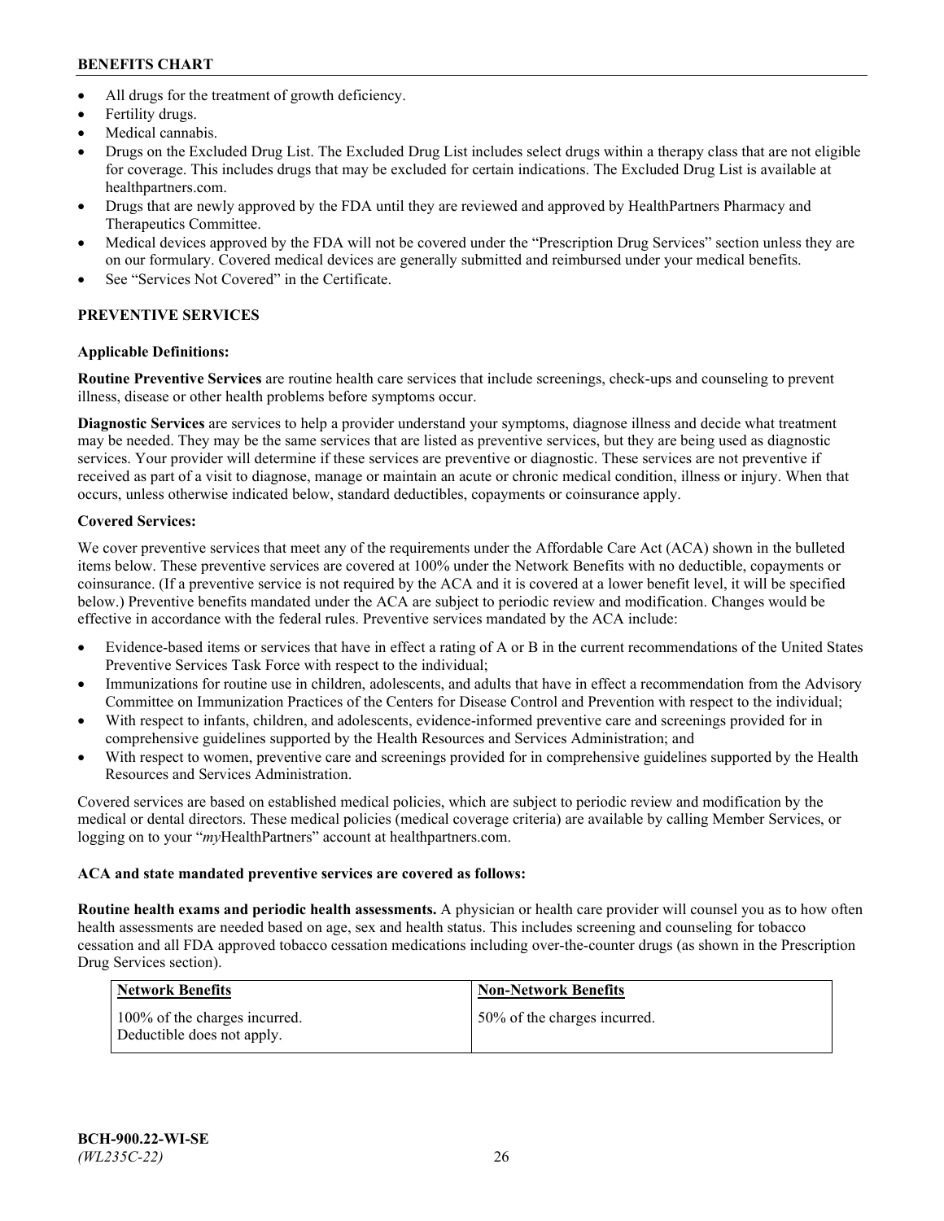- All drugs for the treatment of growth deficiency.
- Fertility drugs.
- Medical cannabis.
- Drugs on the Excluded Drug List. The Excluded Drug List includes select drugs within a therapy class that are not eligible for coverage. This includes drugs that may be excluded for certain indications. The Excluded Drug List is available at healthpartners.com.
- Drugs that are newly approved by the FDA until they are reviewed and approved by HealthPartners Pharmacy and Therapeutics Committee.
- Medical devices approved by the FDA will not be covered under the "Prescription Drug Services" section unless they are on our formulary. Covered medical devices are generally submitted and reimbursed under your medical benefits.
- See "Services Not Covered" in the Certificate.

## PREVENTIVE SERVICES

### Applicable Definitions:

**Routine Preventive Services** are routine health care services that include screenings, check-ups and counseling to prevent illness, disease or other health problems before symptoms occur.

**Diagnostic Services** are services to help a provider understand your symptoms, diagnose illness and decide what treatment may be needed. They may be the same services that are listed as preventive services, but they are being used as diagnostic services. Your provider will determine if these services are preventive or diagnostic. These services are not preventive if received as part of a visit to diagnose, manage or maintain an acute or chronic medical condition, illness or injury. When that occurs, unless otherwise indicated below, standard deductibles, copayments or coinsurance apply.

### Covered Services:

We cover preventive services that meet any of the requirements under the Affordable Care Act (ACA) shown in the bulleted items below. These preventive services are covered at 100% under the Network Benefits with no deductible, copayments or coinsurance. (If a preventive service is not required by the ACA and it is covered at a lower benefit level, it will be specified below.) Preventive benefits mandated under the ACA are subject to periodic review and modification. Changes would be effective in accordance with the federal rules. Preventive services mandated by the ACA include:

- Evidence-based items or services that have in effect a rating of A or B in the current recommendations of the United States Preventive Services Task Force with respect to the individual;
- Immunizations for routine use in children, adolescents, and adults that have in effect a recommendation from the Advisory Committee on Immunization Practices of the Centers for Disease Control and Prevention with respect to the individual;
- With respect to infants, children, and adolescents, evidence-informed preventive care and screenings provided for in comprehensive guidelines supported by the Health Resources and Services Administration; and
- With respect to women, preventive care and screenings provided for in comprehensive guidelines supported by the Health Resources and Services Administration.

Covered services are based on established medical policies, which are subject to periodic review and modification by the medical or dental directors. These medical policies (medical coverage criteria) are available by calling Member Services, or logging on to your "*my*HealthPartners" account at healthpartners.com.

**ACA and state mandated preventive services are covered as follows:**

**Routine health exams and periodic health assessments.** A physician or health care provider will counsel you as to how often health assessments are needed based on age, sex and health status. This includes screening and counseling for tobacco cessation and all FDA approved tobacco cessation medications including over-the-counter drugs (as shown in the Prescription Drug Services section).

| Network Benefits | Non-Network Benefits |
|---|---|
| 100% of the charges incurred. Deductible does not apply. | 50% of the charges incurred. |

BCH-900.22-WI-SE
*(WL235C-22)*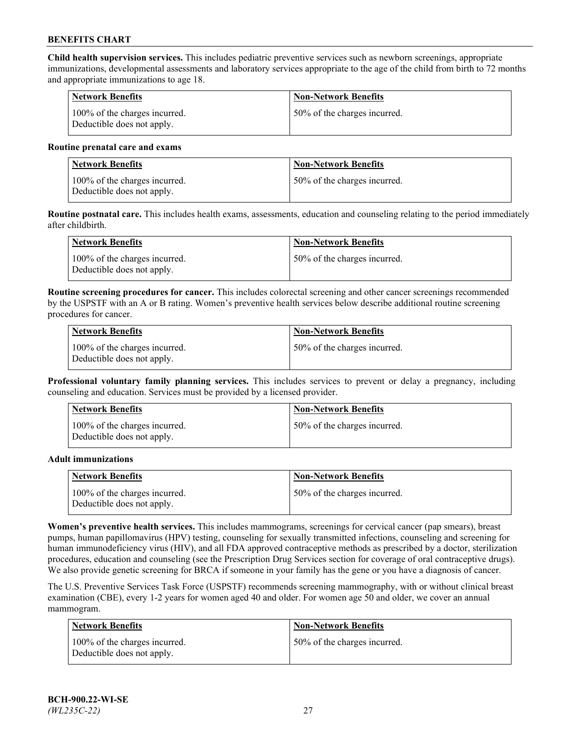**Child health supervision services.** This includes pediatric preventive services such as newborn screenings, appropriate immunizations, developmental assessments and laboratory services appropriate to the age of the child from birth to 72 months and appropriate immunizations to age 18.

| Network Benefits | Non-Network Benefits |
|---|---|
| 100% of the charges incurred. Deductible does not apply. | 50% of the charges incurred. |

**Routine prenatal care and exams**

| Network Benefits | Non-Network Benefits |
|---|---|
| 100% of the charges incurred. Deductible does not apply. | 50% of the charges incurred. |

**Routine postnatal care.** This includes health exams, assessments, education and counseling relating to the period immediately after childbirth.

| Network Benefits | Non-Network Benefits |
|---|---|
| 100% of the charges incurred. Deductible does not apply. | 50% of the charges incurred. |

**Routine screening procedures for cancer.** This includes colorectal screening and other cancer screenings recommended by the USPSTF with an A or B rating. Women's preventive health services below describe additional routine screening procedures for cancer.

| Network Benefits | Non-Network Benefits |
|---|---|
| 100% of the charges incurred. Deductible does not apply. | 50% of the charges incurred. |

**Professional voluntary family planning services.** This includes services to prevent or delay a pregnancy, including counseling and education. Services must be provided by a licensed provider.

| Network Benefits | Non-Network Benefits |
|---|---|
| 100% of the charges incurred. Deductible does not apply. | 50% of the charges incurred. |

**Adult immunizations**

| Network Benefits | Non-Network Benefits |
|---|---|
| 100% of the charges incurred. Deductible does not apply. | 50% of the charges incurred. |

**Women's preventive health services.** This includes mammograms, screenings for cervical cancer (pap smears), breast pumps, human papillomavirus (HPV) testing, counseling for sexually transmitted infections, counseling and screening for human immunodeficiency virus (HIV), and all FDA approved contraceptive methods as prescribed by a doctor, sterilization procedures, education and counseling (see the Prescription Drug Services section for coverage of oral contraceptive drugs). We also provide genetic screening for BRCA if someone in your family has the gene or you have a diagnosis of cancer.

The U.S. Preventive Services Task Force (USPSTF) recommends screening mammography, with or without clinical breast examination (CBE), every 1-2 years for women aged 40 and older. For women age 50 and older, we cover an annual mammogram.

| Network Benefits | Non-Network Benefits |
|---|---|
| 100% of the charges incurred. Deductible does not apply. | 50% of the charges incurred. |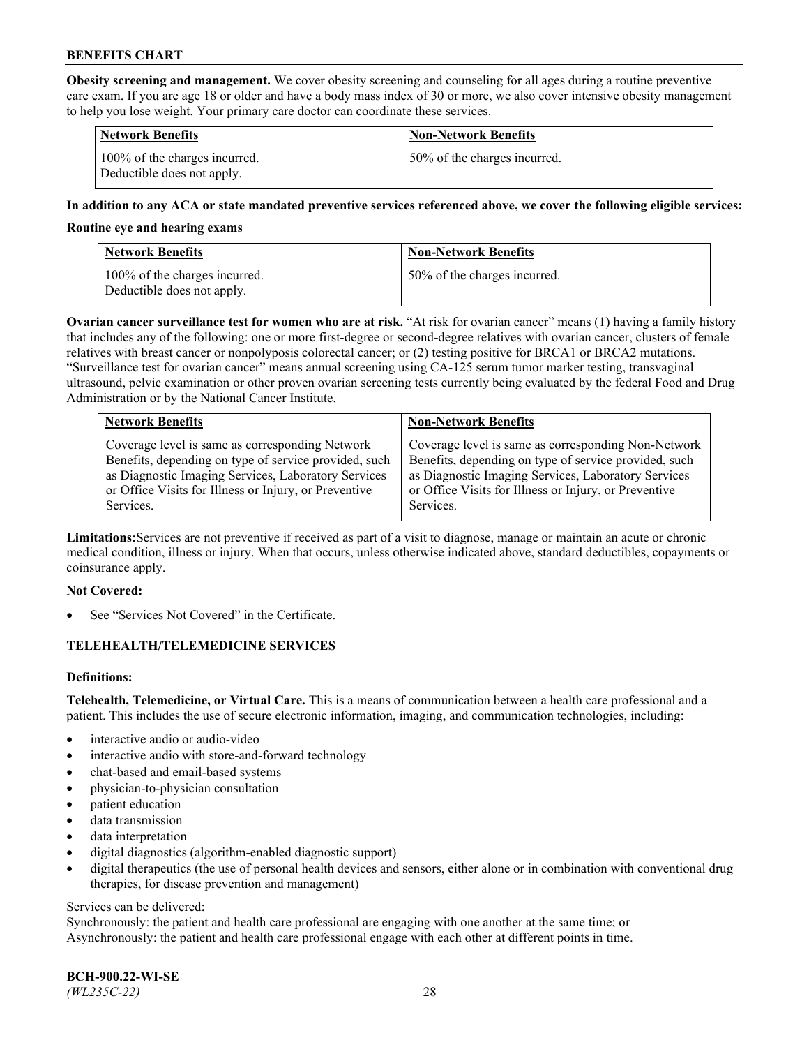**Obesity screening and management.** We cover obesity screening and counseling for all ages during a routine preventive care exam. If you are age 18 or older and have a body mass index of 30 or more, we also cover intensive obesity management to help you lose weight. Your primary care doctor can coordinate these services.

| Network Benefits | Non-Network Benefits |
|---|---|
| 100% of the charges incurred. Deductible does not apply. | 50% of the charges incurred. |

**In addition to any ACA or state mandated preventive services referenced above, we cover the following eligible services:**

**Routine eye and hearing exams**

| Network Benefits | Non-Network Benefits |
|---|---|
| 100% of the charges incurred. Deductible does not apply. | 50% of the charges incurred. |

**Ovarian cancer surveillance test for women who are at risk.** "At risk for ovarian cancer" means (1) having a family history that includes any of the following: one or more first-degree or second-degree relatives with ovarian cancer, clusters of female relatives with breast cancer or nonpolyposis colorectal cancer; or (2) testing positive for BRCA1 or BRCA2 mutations. "Surveillance test for ovarian cancer" means annual screening using CA-125 serum tumor marker testing, transvaginal ultrasound, pelvic examination or other proven ovarian screening tests currently being evaluated by the federal Food and Drug Administration or by the National Cancer Institute.

| Network Benefits | Non-Network Benefits |
|---|---|
| Coverage level is same as corresponding Network Benefits, depending on type of service provided, such as Diagnostic Imaging Services, Laboratory Services or Office Visits for Illness or Injury, or Preventive Services. | Coverage level is same as corresponding Non-Network Benefits, depending on type of service provided, such as Diagnostic Imaging Services, Laboratory Services or Office Visits for Illness or Injury, or Preventive Services. |

**Limitations:** Services are not preventive if received as part of a visit to diagnose, manage or maintain an acute or chronic medical condition, illness or injury. When that occurs, unless otherwise indicated above, standard deductibles, copayments or coinsurance apply.

**Not Covered:**

- See "Services Not Covered" in the Certificate.

## TELEHEALTH/TELEMEDICINE SERVICES

**Definitions:**

**Telehealth, Telemedicine, or Virtual Care.** This is a means of communication between a health care professional and a patient. This includes the use of secure electronic information, imaging, and communication technologies, including:

- interactive audio or audio-video
- interactive audio with store-and-forward technology
- chat-based and email-based systems
- physician-to-physician consultation
- patient education
- data transmission
- data interpretation
- digital diagnostics (algorithm-enabled diagnostic support)
- digital therapeutics (the use of personal health devices and sensors, either alone or in combination with conventional drug therapies, for disease prevention and management)

Services can be delivered:
Synchronously: the patient and health care professional are engaging with one another at the same time; or
Asynchronously: the patient and health care professional engage with each other at different points in time.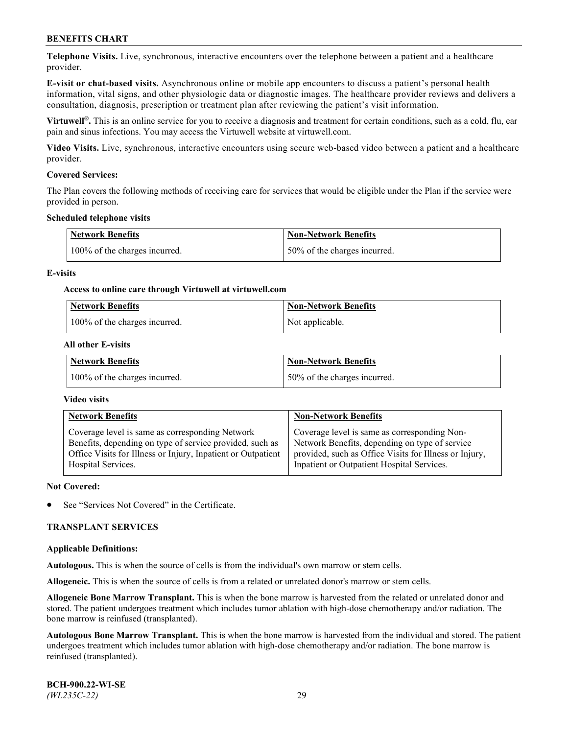**Telephone Visits.** Live, synchronous, interactive encounters over the telephone between a patient and a healthcare provider.

**E-visit or chat-based visits.** Asynchronous online or mobile app encounters to discuss a patient's personal health information, vital signs, and other physiologic data or diagnostic images. The healthcare provider reviews and delivers a consultation, diagnosis, prescription or treatment plan after reviewing the patient's visit information.

**Virtuwell®.** This is an online service for you to receive a diagnosis and treatment for certain conditions, such as a cold, flu, ear pain and sinus infections. You may access the Virtuwell website at virtuwell.com.

**Video Visits.** Live, synchronous, interactive encounters using secure web-based video between a patient and a healthcare provider.

**Covered Services:**

The Plan covers the following methods of receiving care for services that would be eligible under the Plan if the service were provided in person.

**Scheduled telephone visits**

| Network Benefits | Non-Network Benefits |
|---|---|
| 100% of the charges incurred. | 50% of the charges incurred. |

**E-visits**

**Access to online care through Virtuwell at virtuwell.com**

| Network Benefits | Non-Network Benefits |
|---|---|
| 100% of the charges incurred. | Not applicable. |

**All other E-visits**

| Network Benefits | Non-Network Benefits |
|---|---|
| 100% of the charges incurred. | 50% of the charges incurred. |

**Video visits**

| Network Benefits | Non-Network Benefits |
|---|---|
| Coverage level is same as corresponding Network Benefits, depending on type of service provided, such as Office Visits for Illness or Injury, Inpatient or Outpatient Hospital Services. | Coverage level is same as corresponding Non-Network Benefits, depending on type of service provided, such as Office Visits for Illness or Injury, Inpatient or Outpatient Hospital Services. |

**Not Covered:**

- See "Services Not Covered" in the Certificate.

## TRANSPLANT SERVICES

**Applicable Definitions:**

**Autologous.** This is when the source of cells is from the individual's own marrow or stem cells.

**Allogeneic.** This is when the source of cells is from a related or unrelated donor's marrow or stem cells.

**Allogeneic Bone Marrow Transplant.** This is when the bone marrow is harvested from the related or unrelated donor and stored. The patient undergoes treatment which includes tumor ablation with high-dose chemotherapy and/or radiation. The bone marrow is reinfused (transplanted).

**Autologous Bone Marrow Transplant.** This is when the bone marrow is harvested from the individual and stored. The patient undergoes treatment which includes tumor ablation with high-dose chemotherapy and/or radiation. The bone marrow is reinfused (transplanted).

**BCH-900.22-WI-SE**
*(WL235C-22)*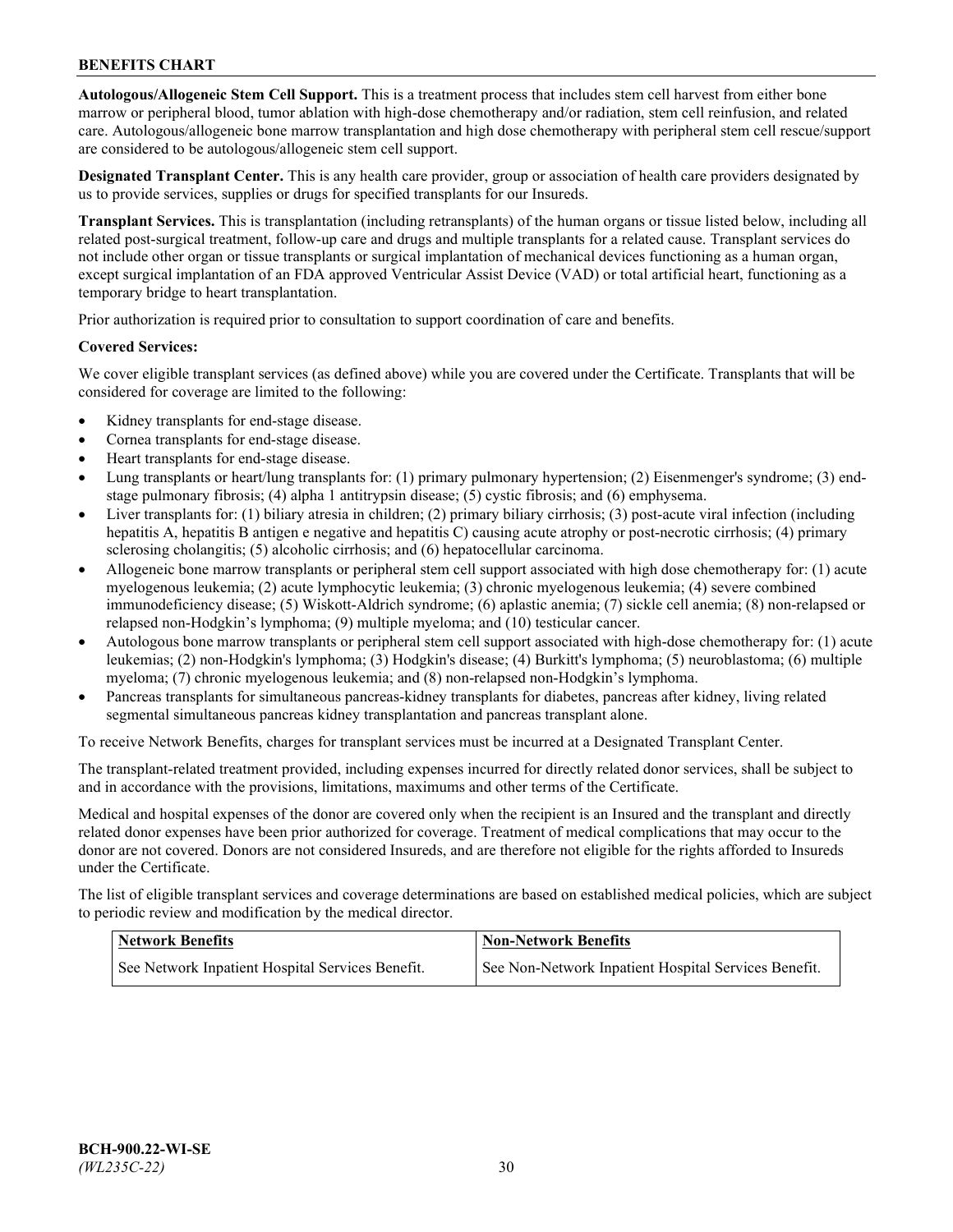**Autologous/Allogeneic Stem Cell Support.** This is a treatment process that includes stem cell harvest from either bone marrow or peripheral blood, tumor ablation with high-dose chemotherapy and/or radiation, stem cell reinfusion, and related care. Autologous/allogeneic bone marrow transplantation and high dose chemotherapy with peripheral stem cell rescue/support are considered to be autologous/allogeneic stem cell support.

**Designated Transplant Center.** This is any health care provider, group or association of health care providers designated by us to provide services, supplies or drugs for specified transplants for our Insureds.

**Transplant Services.** This is transplantation (including retransplants) of the human organs or tissue listed below, including all related post-surgical treatment, follow-up care and drugs and multiple transplants for a related cause. Transplant services do not include other organ or tissue transplants or surgical implantation of mechanical devices functioning as a human organ, except surgical implantation of an FDA approved Ventricular Assist Device (VAD) or total artificial heart, functioning as a temporary bridge to heart transplantation.

Prior authorization is required prior to consultation to support coordination of care and benefits.

**Covered Services:**

We cover eligible transplant services (as defined above) while you are covered under the Certificate. Transplants that will be considered for coverage are limited to the following:

- Kidney transplants for end-stage disease.
- Cornea transplants for end-stage disease.
- Heart transplants for end-stage disease.
- Lung transplants or heart/lung transplants for: (1) primary pulmonary hypertension; (2) Eisenmenger's syndrome; (3) end-stage pulmonary fibrosis; (4) alpha 1 antitrypsin disease; (5) cystic fibrosis; and (6) emphysema.
- Liver transplants for: (1) biliary atresia in children; (2) primary biliary cirrhosis; (3) post-acute viral infection (including hepatitis A, hepatitis B antigen e negative and hepatitis C) causing acute atrophy or post-necrotic cirrhosis; (4) primary sclerosing cholangitis; (5) alcoholic cirrhosis; and (6) hepatocellular carcinoma.
- Allogeneic bone marrow transplants or peripheral stem cell support associated with high dose chemotherapy for: (1) acute myelogenous leukemia; (2) acute lymphocytic leukemia; (3) chronic myelogenous leukemia; (4) severe combined immunodeficiency disease; (5) Wiskott-Aldrich syndrome; (6) aplastic anemia; (7) sickle cell anemia; (8) non-relapsed or relapsed non-Hodgkin's lymphoma; (9) multiple myeloma; and (10) testicular cancer.
- Autologous bone marrow transplants or peripheral stem cell support associated with high-dose chemotherapy for: (1) acute leukemias; (2) non-Hodgkin's lymphoma; (3) Hodgkin's disease; (4) Burkitt's lymphoma; (5) neuroblastoma; (6) multiple myeloma; (7) chronic myelogenous leukemia; and (8) non-relapsed non-Hodgkin's lymphoma.
- Pancreas transplants for simultaneous pancreas-kidney transplants for diabetes, pancreas after kidney, living related segmental simultaneous pancreas kidney transplantation and pancreas transplant alone.

To receive Network Benefits, charges for transplant services must be incurred at a Designated Transplant Center.

The transplant-related treatment provided, including expenses incurred for directly related donor services, shall be subject to and in accordance with the provisions, limitations, maximums and other terms of the Certificate.

Medical and hospital expenses of the donor are covered only when the recipient is an Insured and the transplant and directly related donor expenses have been prior authorized for coverage. Treatment of medical complications that may occur to the donor are not covered. Donors are not considered Insureds, and are therefore not eligible for the rights afforded to Insureds under the Certificate.

The list of eligible transplant services and coverage determinations are based on established medical policies, which are subject to periodic review and modification by the medical director.

| Network Benefits | Non-Network Benefits |
|---|---|
| See Network Inpatient Hospital Services Benefit. | See Non-Network Inpatient Hospital Services Benefit. |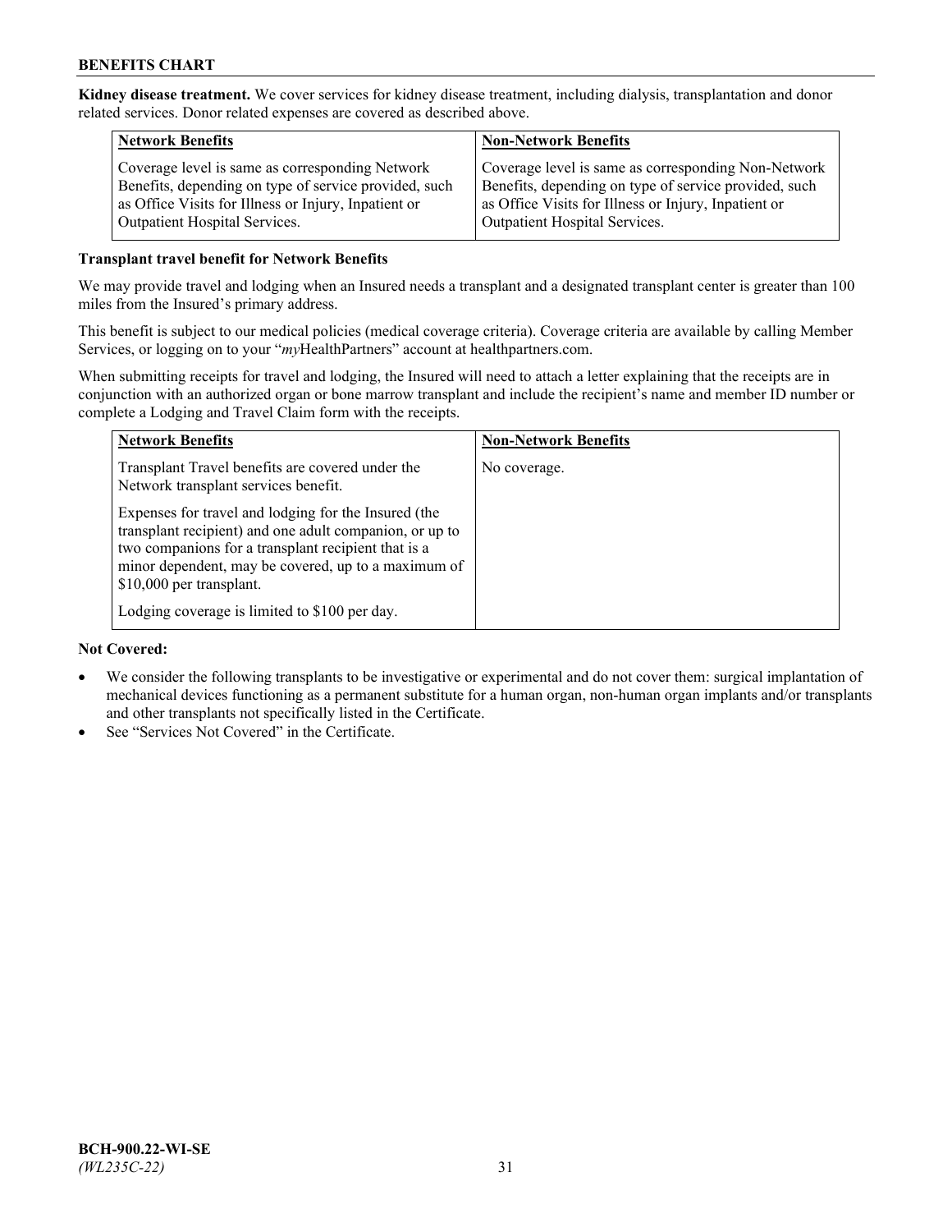**Kidney disease treatment.** We cover services for kidney disease treatment, including dialysis, transplantation and donor related services. Donor related expenses are covered as described above.

| Network Benefits | Non-Network Benefits |
|---|---|
| Coverage level is same as corresponding Network Benefits, depending on type of service provided, such as Office Visits for Illness or Injury, Inpatient or Outpatient Hospital Services. | Coverage level is same as corresponding Non-Network Benefits, depending on type of service provided, such as Office Visits for Illness or Injury, Inpatient or Outpatient Hospital Services. |

**Transplant travel benefit for Network Benefits**

We may provide travel and lodging when an Insured needs a transplant and a designated transplant center is greater than 100 miles from the Insured's primary address.

This benefit is subject to our medical policies (medical coverage criteria). Coverage criteria are available by calling Member Services, or logging on to your "*my*HealthPartners" account at healthpartners.com.

When submitting receipts for travel and lodging, the Insured will need to attach a letter explaining that the receipts are in conjunction with an authorized organ or bone marrow transplant and include the recipient's name and member ID number or complete a Lodging and Travel Claim form with the receipts.

| Network Benefits | Non-Network Benefits |
|---|---|
| Transplant Travel benefits are covered under the Network transplant services benefit.<br><br>Expenses for travel and lodging for the Insured (the transplant recipient) and one adult companion, or up to two companions for a transplant recipient that is a minor dependent, may be covered, up to a maximum of $10,000 per transplant.<br><br>Lodging coverage is limited to $100 per day. | No coverage. |

**Not Covered:**

- We consider the following transplants to be investigative or experimental and do not cover them: surgical implantation of mechanical devices functioning as a permanent substitute for a human organ, non-human organ implants and/or transplants and other transplants not specifically listed in the Certificate.
- See "Services Not Covered" in the Certificate.

BCH-900.22-WI-SE
*(WL235C-22)*